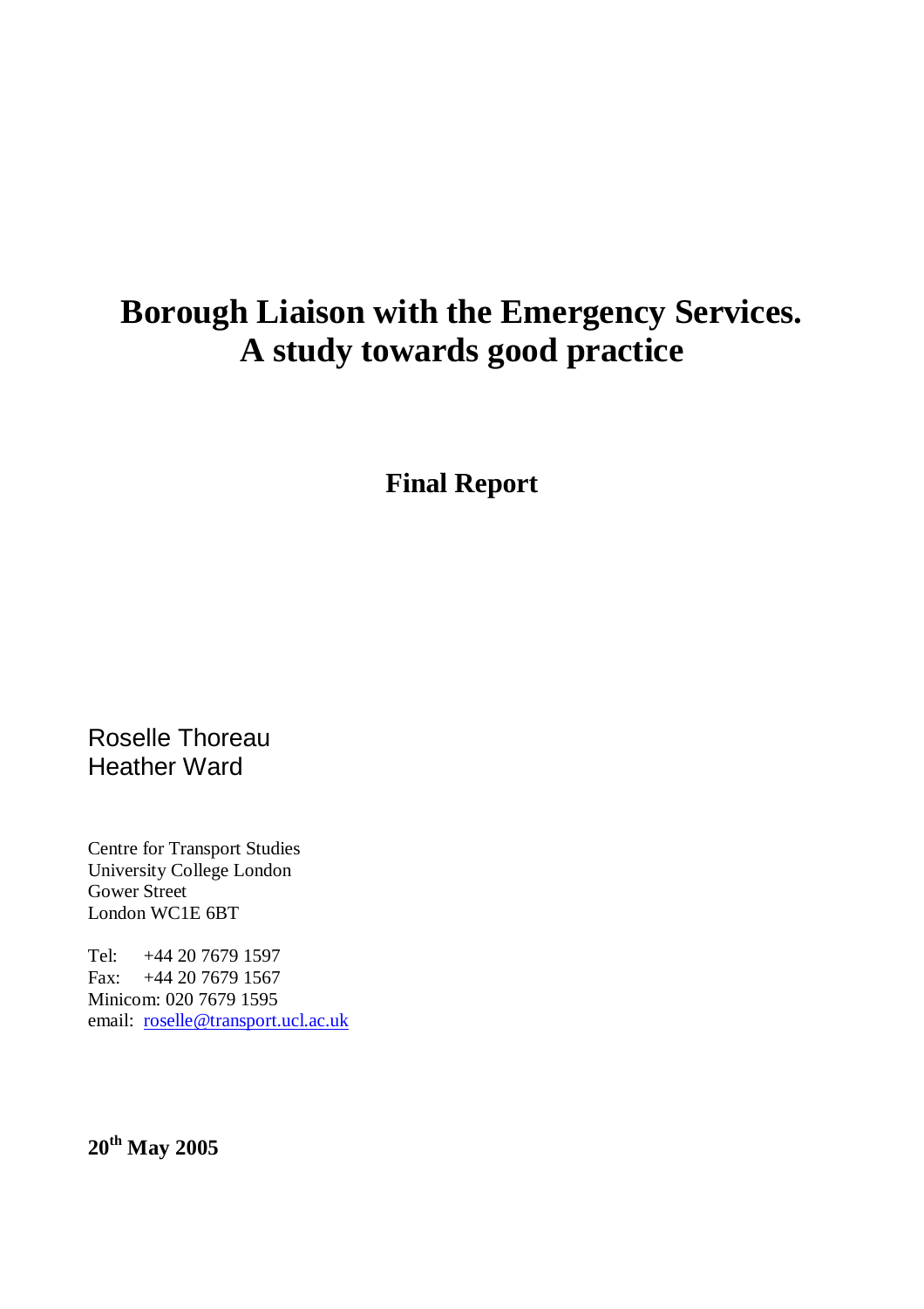# Borough Liaison with the Emergency Services. A study towards good practice

## Final Report

Roselle Thoreau
Heather Ward

Centre for Transport Studies
University College London
Gower Street
London WC1E 6BT

Tel: +44 20 7679 1597
Fax: +44 20 7679 1567
Minicom: 020 7679 1595
email: roselle@transport.ucl.ac.uk

**20th May 2005**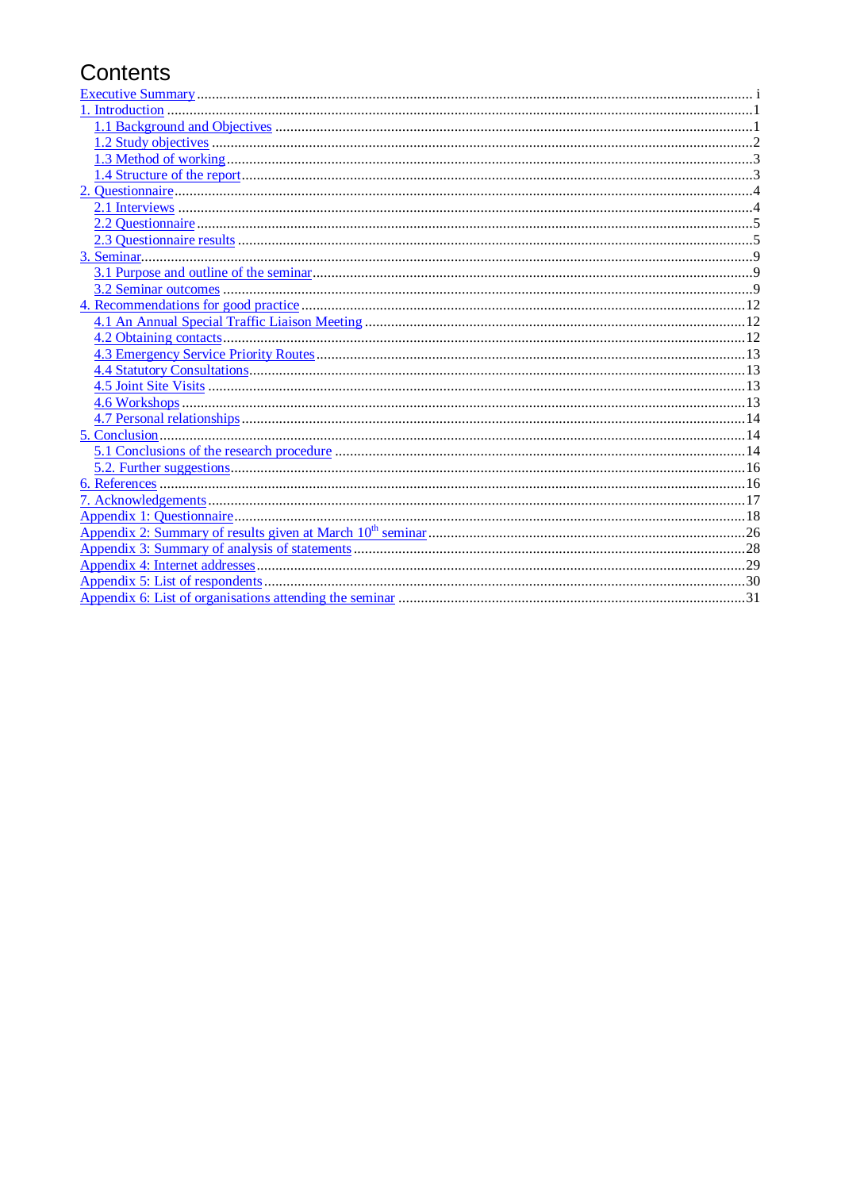# Contents

- Executive Summary ... i
- 1. Introduction ... 1
  - 1.1 Background and Objectives ... 1
  - 1.2 Study objectives ... 2
  - 1.3 Method of working ... 3
  - 1.4 Structure of the report ... 3
- 2. Questionnaire ... 4
  - 2.1 Interviews ... 4
  - 2.2 Questionnaire ... 5
  - 2.3 Questionnaire results ... 5
- 3. Seminar ... 9
  - 3.1 Purpose and outline of the seminar ... 9
  - 3.2 Seminar outcomes ... 9
- 4. Recommendations for good practice ... 12
  - 4.1 An Annual Special Traffic Liaison Meeting ... 12
  - 4.2 Obtaining contacts ... 12
  - 4.3 Emergency Service Priority Routes ... 13
  - 4.4 Statutory Consultations ... 13
  - 4.5 Joint Site Visits ... 13
  - 4.6 Workshops ... 13
  - 4.7 Personal relationships ... 14
- 5. Conclusion ... 14
  - 5.1 Conclusions of the research procedure ... 14
  - 5.2. Further suggestions ... 16
- 6. References ... 16
- 7. Acknowledgements ... 17
- Appendix 1: Questionnaire ... 18
- Appendix 2: Summary of results given at March 10th seminar ... 26
- Appendix 3: Summary of analysis of statements ... 28
- Appendix 4: Internet addresses ... 29
- Appendix 5: List of respondents ... 30
- Appendix 6: List of organisations attending the seminar ... 31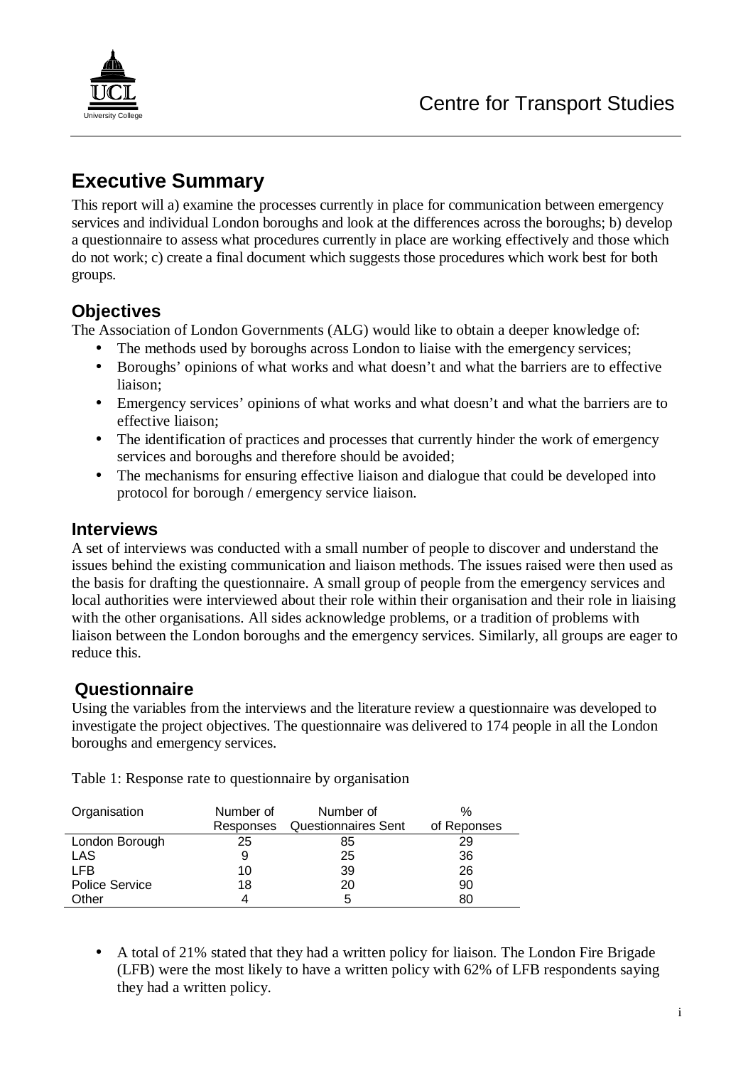# Executive Summary

This report will a) examine the processes currently in place for communication between emergency services and individual London boroughs and look at the differences across the boroughs; b) develop a questionnaire to assess what procedures currently in place are working effectively and those which do not work; c) create a final document which suggests those procedures which work best for both groups.

## Objectives

The Association of London Governments (ALG) would like to obtain a deeper knowledge of:

- The methods used by boroughs across London to liaise with the emergency services;
- Boroughs' opinions of what works and what doesn't and what the barriers are to effective liaison;
- Emergency services' opinions of what works and what doesn't and what the barriers are to effective liaison;
- The identification of practices and processes that currently hinder the work of emergency services and boroughs and therefore should be avoided;
- The mechanisms for ensuring effective liaison and dialogue that could be developed into protocol for borough / emergency service liaison.

## Interviews

A set of interviews was conducted with a small number of people to discover and understand the issues behind the existing communication and liaison methods. The issues raised were then used as the basis for drafting the questionnaire. A small group of people from the emergency services and local authorities were interviewed about their role within their organisation and their role in liaising with the other organisations. All sides acknowledge problems, or a tradition of problems with liaison between the London boroughs and the emergency services. Similarly, all groups are eager to reduce this.

## Questionnaire

Using the variables from the interviews and the literature review a questionnaire was developed to investigate the project objectives. The questionnaire was delivered to 174 people in all the London boroughs and emergency services.

Table 1: Response rate to questionnaire by organisation

| Organisation | Number of Responses | Number of Questionnaires Sent | % of Reponses |
|---|---|---|---|
| London Borough | 25 | 85 | 29 |
| LAS | 9 | 25 | 36 |
| LFB | 10 | 39 | 26 |
| Police Service | 18 | 20 | 90 |
| Other | 4 | 5 | 80 |

- A total of 21% stated that they had a written policy for liaison. The London Fire Brigade (LFB) were the most likely to have a written policy with 62% of LFB respondents saying they had a written policy.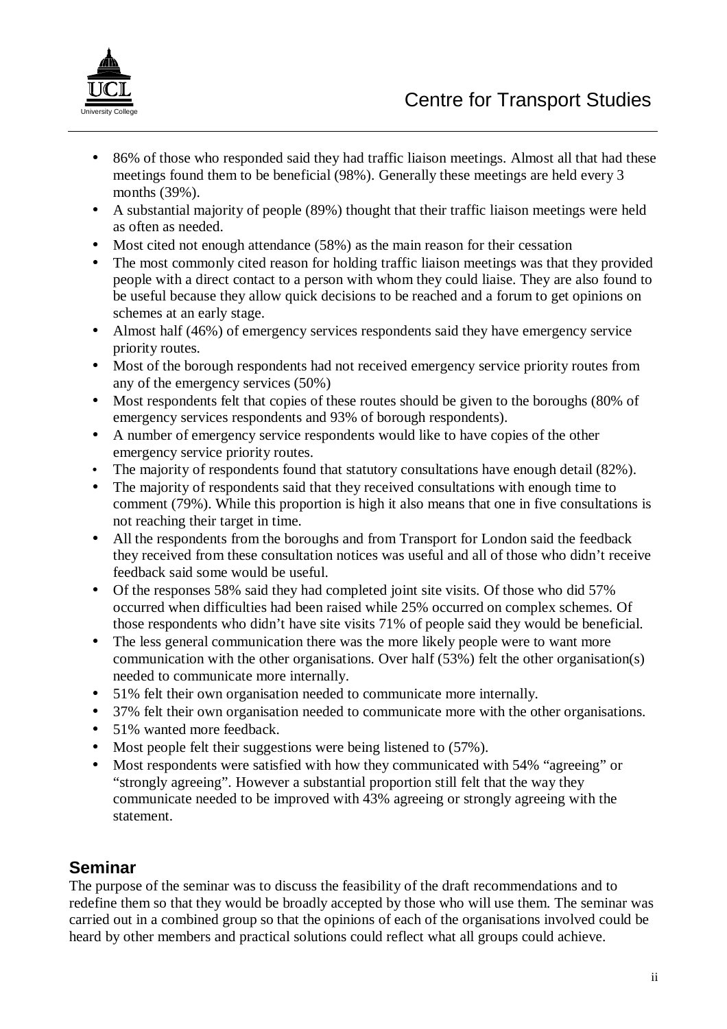- 86% of those who responded said they had traffic liaison meetings. Almost all that had these meetings found them to be beneficial (98%). Generally these meetings are held every 3 months (39%).
- A substantial majority of people (89%) thought that their traffic liaison meetings were held as often as needed.
- Most cited not enough attendance (58%) as the main reason for their cessation
- The most commonly cited reason for holding traffic liaison meetings was that they provided people with a direct contact to a person with whom they could liaise. They are also found to be useful because they allow quick decisions to be reached and a forum to get opinions on schemes at an early stage.
- Almost half (46%) of emergency services respondents said they have emergency service priority routes.
- Most of the borough respondents had not received emergency service priority routes from any of the emergency services (50%)
- Most respondents felt that copies of these routes should be given to the boroughs (80% of emergency services respondents and 93% of borough respondents).
- A number of emergency service respondents would like to have copies of the other emergency service priority routes.
- The majority of respondents found that statutory consultations have enough detail (82%).
- The majority of respondents said that they received consultations with enough time to comment (79%). While this proportion is high it also means that one in five consultations is not reaching their target in time.
- All the respondents from the boroughs and from Transport for London said the feedback they received from these consultation notices was useful and all of those who didn't receive feedback said some would be useful.
- Of the responses 58% said they had completed joint site visits. Of those who did 57% occurred when difficulties had been raised while 25% occurred on complex schemes. Of those respondents who didn't have site visits 71% of people said they would be beneficial.
- The less general communication there was the more likely people were to want more communication with the other organisations. Over half (53%) felt the other organisation(s) needed to communicate more internally.
- 51% felt their own organisation needed to communicate more internally.
- 37% felt their own organisation needed to communicate more with the other organisations.
- 51% wanted more feedback.
- Most people felt their suggestions were being listened to (57%).
- Most respondents were satisfied with how they communicated with 54% "agreeing" or "strongly agreeing". However a substantial proportion still felt that the way they communicate needed to be improved with 43% agreeing or strongly agreeing with the statement.

## Seminar

The purpose of the seminar was to discuss the feasibility of the draft recommendations and to redefine them so that they would be broadly accepted by those who will use them. The seminar was carried out in a combined group so that the opinions of each of the organisations involved could be heard by other members and practical solutions could reflect what all groups could achieve.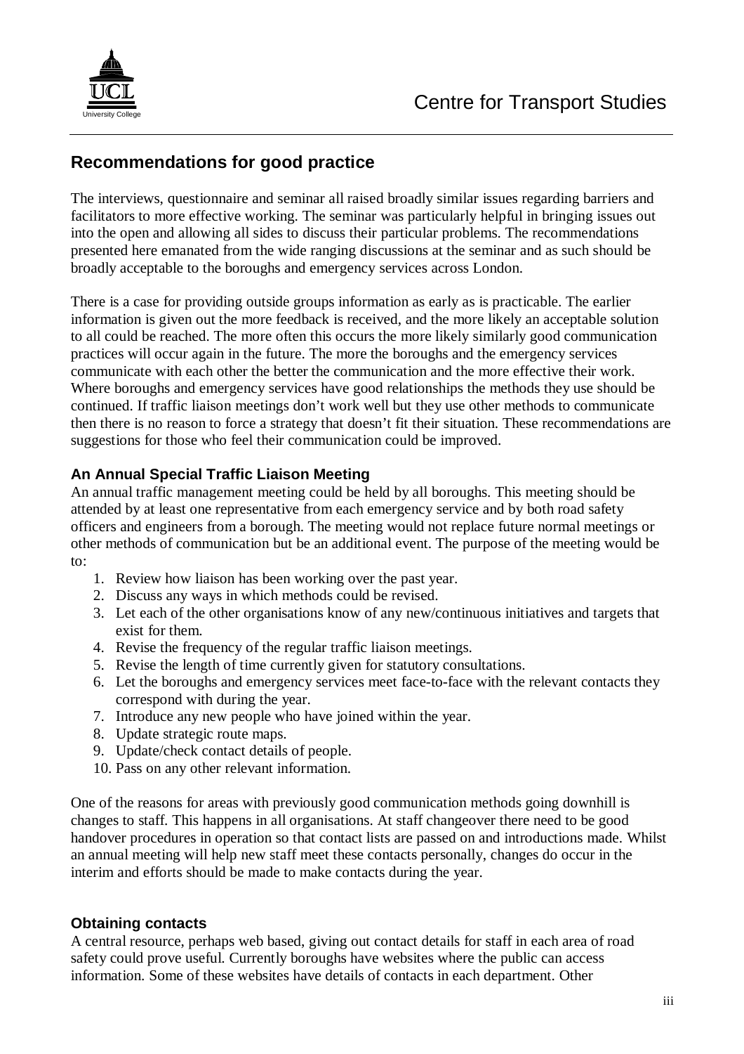## Recommendations for good practice

The interviews, questionnaire and seminar all raised broadly similar issues regarding barriers and facilitators to more effective working. The seminar was particularly helpful in bringing issues out into the open and allowing all sides to discuss their particular problems. The recommendations presented here emanated from the wide ranging discussions at the seminar and as such should be broadly acceptable to the boroughs and emergency services across London.

There is a case for providing outside groups information as early as is practicable. The earlier information is given out the more feedback is received, and the more likely an acceptable solution to all could be reached. The more often this occurs the more likely similarly good communication practices will occur again in the future. The more the boroughs and the emergency services communicate with each other the better the communication and the more effective their work. Where boroughs and emergency services have good relationships the methods they use should be continued. If traffic liaison meetings don't work well but they use other methods to communicate then there is no reason to force a strategy that doesn't fit their situation. These recommendations are suggestions for those who feel their communication could be improved.

### An Annual Special Traffic Liaison Meeting

An annual traffic management meeting could be held by all boroughs. This meeting should be attended by at least one representative from each emergency service and by both road safety officers and engineers from a borough. The meeting would not replace future normal meetings or other methods of communication but be an additional event. The purpose of the meeting would be to:

1. Review how liaison has been working over the past year.
2. Discuss any ways in which methods could be revised.
3. Let each of the other organisations know of any new/continuous initiatives and targets that exist for them.
4. Revise the frequency of the regular traffic liaison meetings.
5. Revise the length of time currently given for statutory consultations.
6. Let the boroughs and emergency services meet face-to-face with the relevant contacts they correspond with during the year.
7. Introduce any new people who have joined within the year.
8. Update strategic route maps.
9. Update/check contact details of people.
10. Pass on any other relevant information.

One of the reasons for areas with previously good communication methods going downhill is changes to staff. This happens in all organisations. At staff changeover there need to be good handover procedures in operation so that contact lists are passed on and introductions made. Whilst an annual meeting will help new staff meet these contacts personally, changes do occur in the interim and efforts should be made to make contacts during the year.

### Obtaining contacts

A central resource, perhaps web based, giving out contact details for staff in each area of road safety could prove useful. Currently boroughs have websites where the public can access information. Some of these websites have details of contacts in each department. Other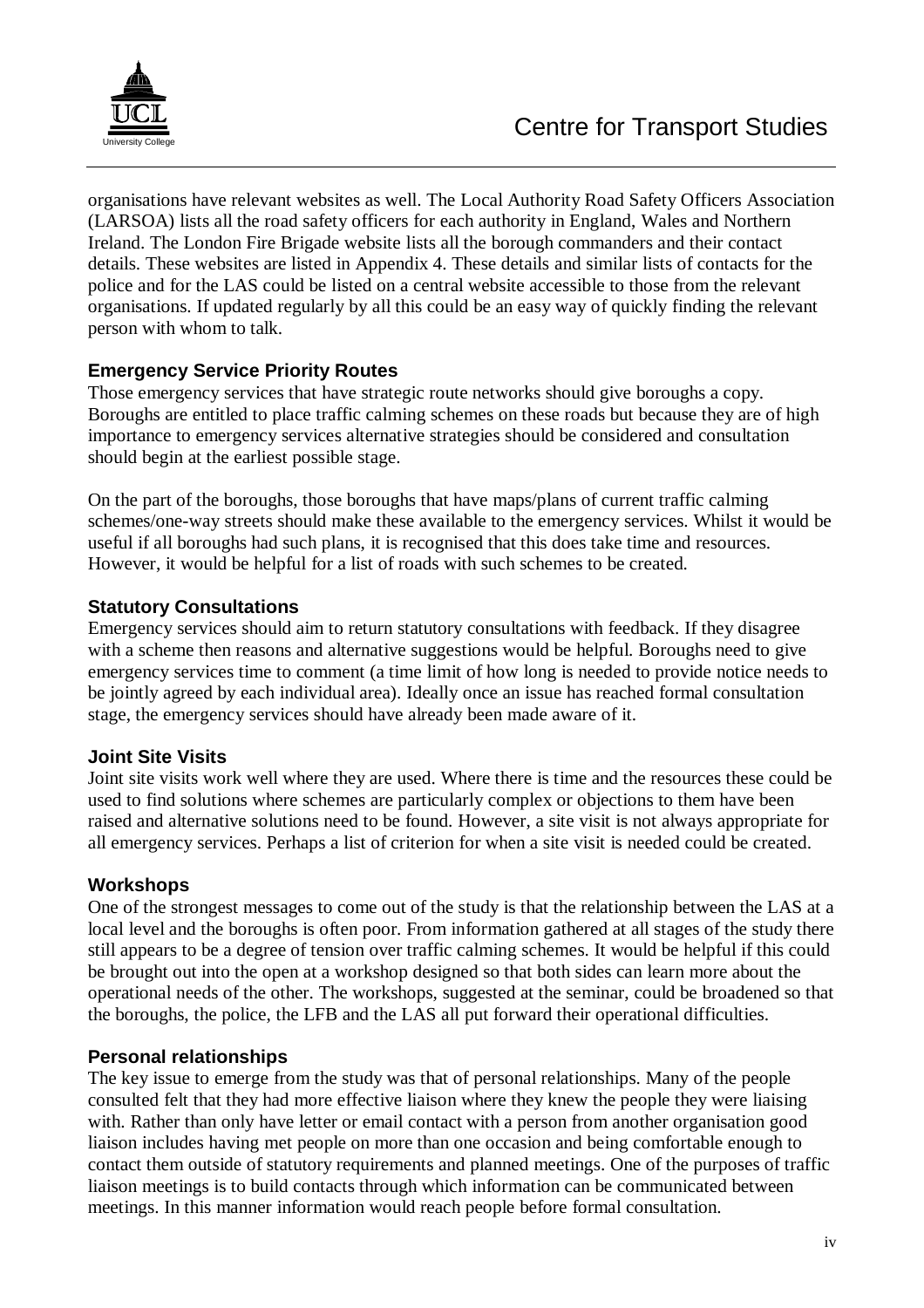organisations have relevant websites as well. The Local Authority Road Safety Officers Association (LARSOA) lists all the road safety officers for each authority in England, Wales and Northern Ireland. The London Fire Brigade website lists all the borough commanders and their contact details. These websites are listed in Appendix 4. These details and similar lists of contacts for the police and for the LAS could be listed on a central website accessible to those from the relevant organisations. If updated regularly by all this could be an easy way of quickly finding the relevant person with whom to talk.

### Emergency Service Priority Routes

Those emergency services that have strategic route networks should give boroughs a copy. Boroughs are entitled to place traffic calming schemes on these roads but because they are of high importance to emergency services alternative strategies should be considered and consultation should begin at the earliest possible stage.

On the part of the boroughs, those boroughs that have maps/plans of current traffic calming schemes/one-way streets should make these available to the emergency services. Whilst it would be useful if all boroughs had such plans, it is recognised that this does take time and resources. However, it would be helpful for a list of roads with such schemes to be created.

### Statutory Consultations

Emergency services should aim to return statutory consultations with feedback. If they disagree with a scheme then reasons and alternative suggestions would be helpful. Boroughs need to give emergency services time to comment (a time limit of how long is needed to provide notice needs to be jointly agreed by each individual area). Ideally once an issue has reached formal consultation stage, the emergency services should have already been made aware of it.

### Joint Site Visits

Joint site visits work well where they are used. Where there is time and the resources these could be used to find solutions where schemes are particularly complex or objections to them have been raised and alternative solutions need to be found. However, a site visit is not always appropriate for all emergency services. Perhaps a list of criterion for when a site visit is needed could be created.

### Workshops

One of the strongest messages to come out of the study is that the relationship between the LAS at a local level and the boroughs is often poor. From information gathered at all stages of the study there still appears to be a degree of tension over traffic calming schemes. It would be helpful if this could be brought out into the open at a workshop designed so that both sides can learn more about the operational needs of the other. The workshops, suggested at the seminar, could be broadened so that the boroughs, the police, the LFB and the LAS all put forward their operational difficulties.

### Personal relationships

The key issue to emerge from the study was that of personal relationships. Many of the people consulted felt that they had more effective liaison where they knew the people they were liaising with. Rather than only have letter or email contact with a person from another organisation good liaison includes having met people on more than one occasion and being comfortable enough to contact them outside of statutory requirements and planned meetings. One of the purposes of traffic liaison meetings is to build contacts through which information can be communicated between meetings. In this manner information would reach people before formal consultation.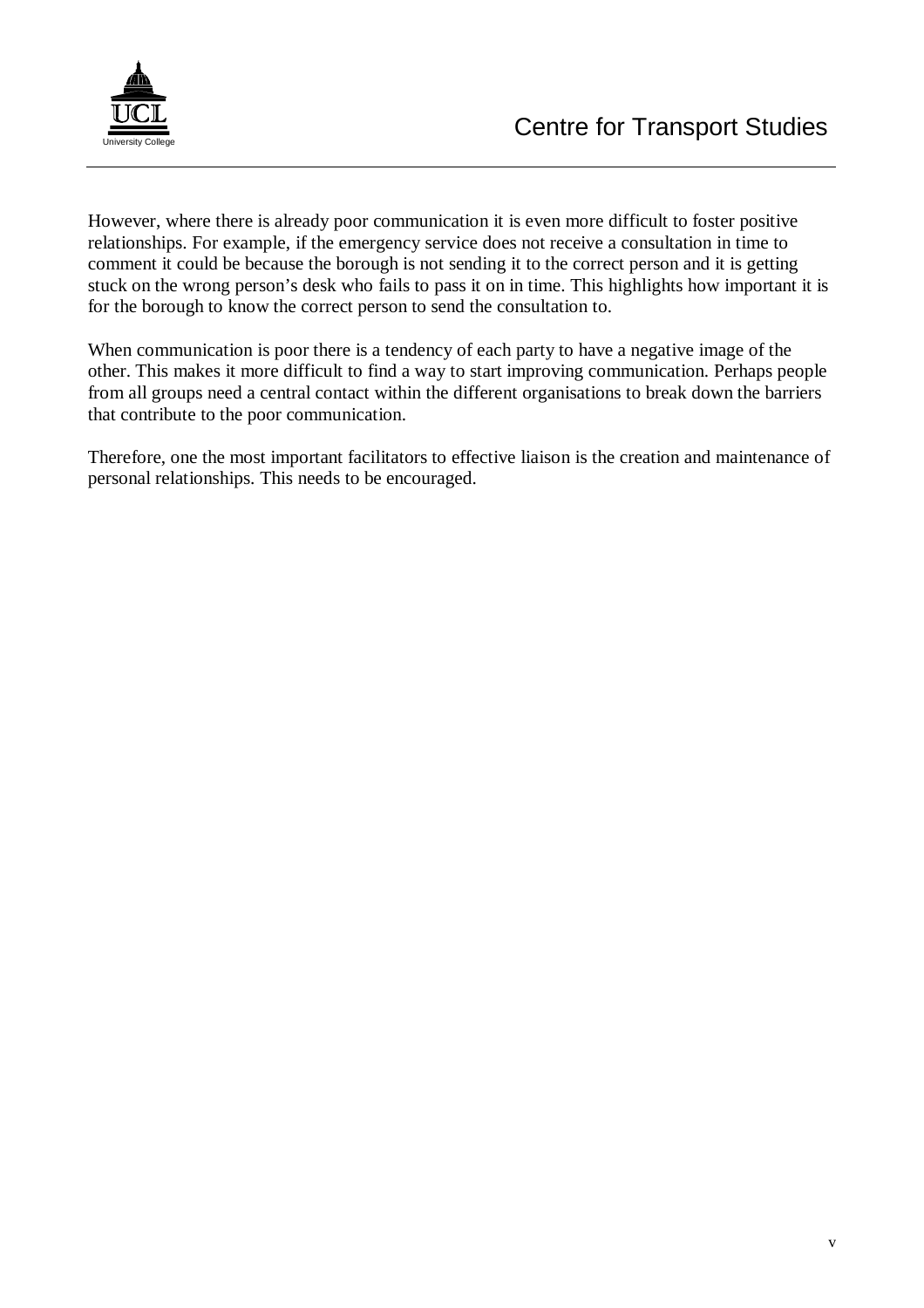However, where there is already poor communication it is even more difficult to foster positive relationships. For example, if the emergency service does not receive a consultation in time to comment it could be because the borough is not sending it to the correct person and it is getting stuck on the wrong person's desk who fails to pass it on in time. This highlights how important it is for the borough to know the correct person to send the consultation to.

When communication is poor there is a tendency of each party to have a negative image of the other. This makes it more difficult to find a way to start improving communication. Perhaps people from all groups need a central contact within the different organisations to break down the barriers that contribute to the poor communication.

Therefore, one the most important facilitators to effective liaison is the creation and maintenance of personal relationships. This needs to be encouraged.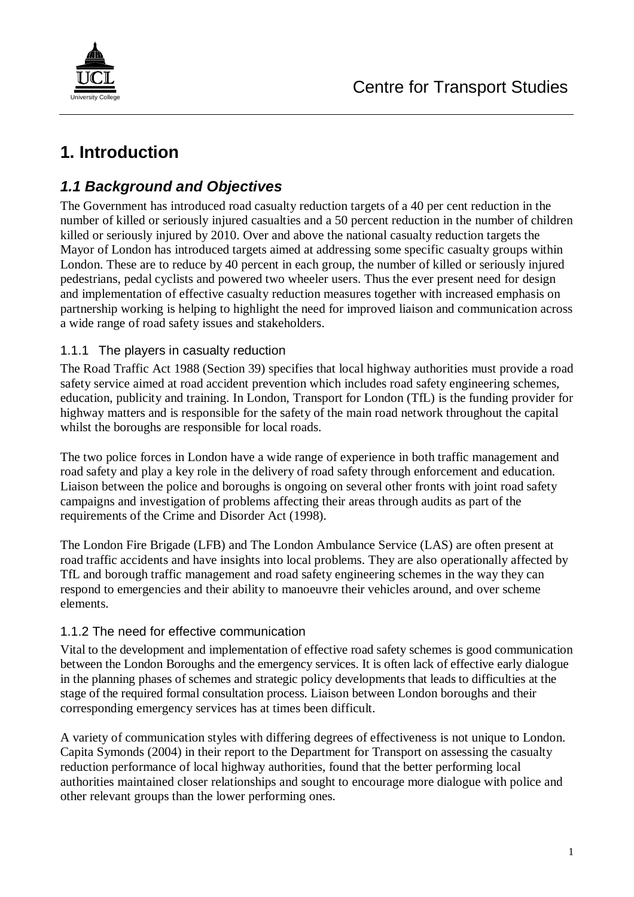# 1. Introduction

## *1.1 Background and Objectives*

The Government has introduced road casualty reduction targets of a 40 per cent reduction in the number of killed or seriously injured casualties and a 50 percent reduction in the number of children killed or seriously injured by 2010. Over and above the national casualty reduction targets the Mayor of London has introduced targets aimed at addressing some specific casualty groups within London. These are to reduce by 40 percent in each group, the number of killed or seriously injured pedestrians, pedal cyclists and powered two wheeler users. Thus the ever present need for design and implementation of effective casualty reduction measures together with increased emphasis on partnership working is helping to highlight the need for improved liaison and communication across a wide range of road safety issues and stakeholders.

### 1.1.1 The players in casualty reduction

The Road Traffic Act 1988 (Section 39) specifies that local highway authorities must provide a road safety service aimed at road accident prevention which includes road safety engineering schemes, education, publicity and training. In London, Transport for London (TfL) is the funding provider for highway matters and is responsible for the safety of the main road network throughout the capital whilst the boroughs are responsible for local roads.

The two police forces in London have a wide range of experience in both traffic management and road safety and play a key role in the delivery of road safety through enforcement and education. Liaison between the police and boroughs is ongoing on several other fronts with joint road safety campaigns and investigation of problems affecting their areas through audits as part of the requirements of the Crime and Disorder Act (1998).

The London Fire Brigade (LFB) and The London Ambulance Service (LAS) are often present at road traffic accidents and have insights into local problems. They are also operationally affected by TfL and borough traffic management and road safety engineering schemes in the way they can respond to emergencies and their ability to manoeuvre their vehicles around, and over scheme elements.

### 1.1.2 The need for effective communication

Vital to the development and implementation of effective road safety schemes is good communication between the London Boroughs and the emergency services. It is often lack of effective early dialogue in the planning phases of schemes and strategic policy developments that leads to difficulties at the stage of the required formal consultation process. Liaison between London boroughs and their corresponding emergency services has at times been difficult.

A variety of communication styles with differing degrees of effectiveness is not unique to London. Capita Symonds (2004) in their report to the Department for Transport on assessing the casualty reduction performance of local highway authorities, found that the better performing local authorities maintained closer relationships and sought to encourage more dialogue with police and other relevant groups than the lower performing ones.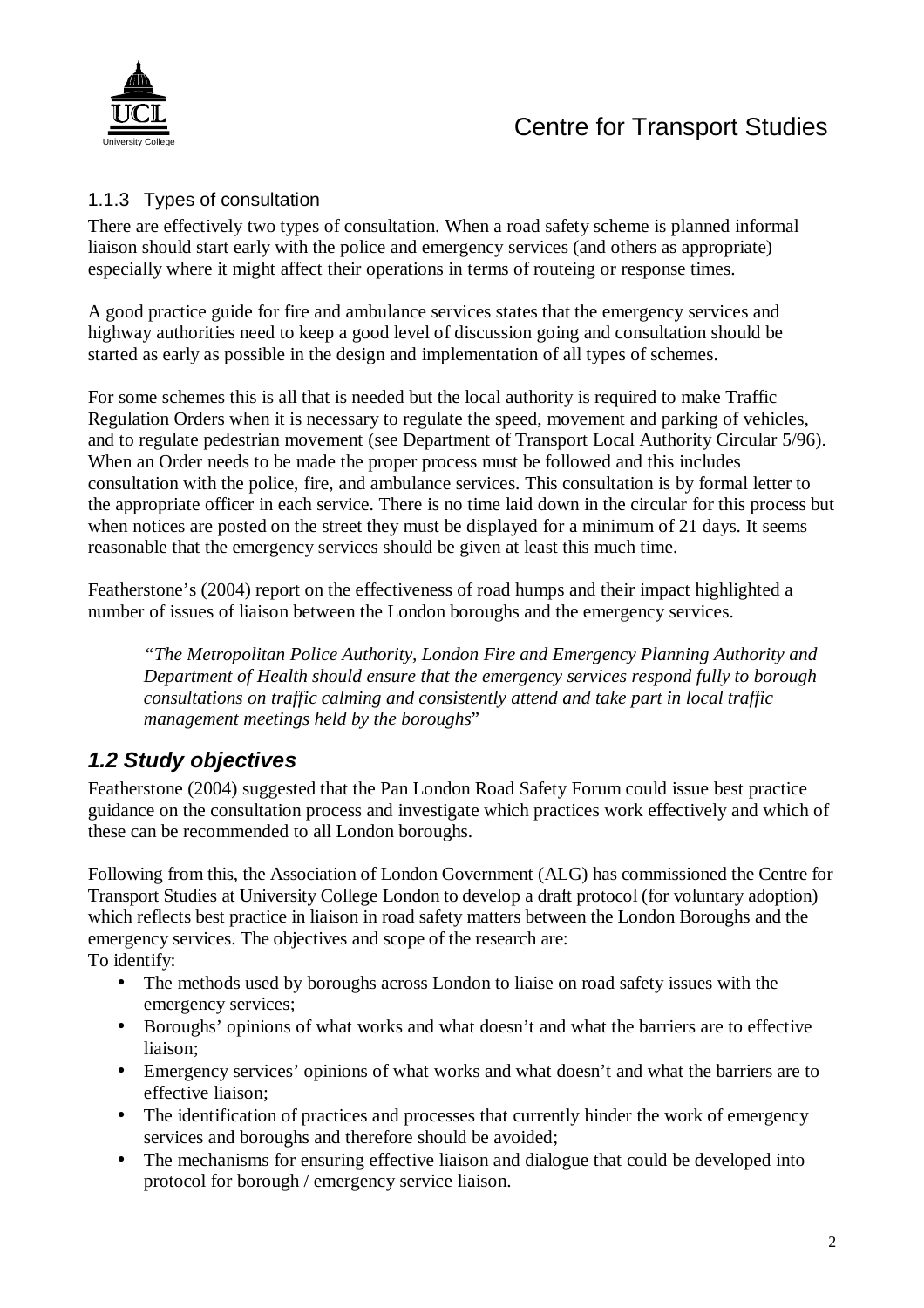### 1.1.3 Types of consultation

There are effectively two types of consultation. When a road safety scheme is planned informal liaison should start early with the police and emergency services (and others as appropriate) especially where it might affect their operations in terms of routeing or response times.

A good practice guide for fire and ambulance services states that the emergency services and highway authorities need to keep a good level of discussion going and consultation should be started as early as possible in the design and implementation of all types of schemes.

For some schemes this is all that is needed but the local authority is required to make Traffic Regulation Orders when it is necessary to regulate the speed, movement and parking of vehicles, and to regulate pedestrian movement (see Department of Transport Local Authority Circular 5/96). When an Order needs to be made the proper process must be followed and this includes consultation with the police, fire, and ambulance services. This consultation is by formal letter to the appropriate officer in each service. There is no time laid down in the circular for this process but when notices are posted on the street they must be displayed for a minimum of 21 days. It seems reasonable that the emergency services should be given at least this much time.

Featherstone's (2004) report on the effectiveness of road humps and their impact highlighted a number of issues of liaison between the London boroughs and the emergency services.

> *"The Metropolitan Police Authority, London Fire and Emergency Planning Authority and Department of Health should ensure that the emergency services respond fully to borough consultations on traffic calming and consistently attend and take part in local traffic management meetings held by the boroughs*"

## *1.2 Study objectives*

Featherstone (2004) suggested that the Pan London Road Safety Forum could issue best practice guidance on the consultation process and investigate which practices work effectively and which of these can be recommended to all London boroughs.

Following from this, the Association of London Government (ALG) has commissioned the Centre for Transport Studies at University College London to develop a draft protocol (for voluntary adoption) which reflects best practice in liaison in road safety matters between the London Boroughs and the emergency services. The objectives and scope of the research are:
To identify:

- The methods used by boroughs across London to liaise on road safety issues with the emergency services;
- Boroughs' opinions of what works and what doesn't and what the barriers are to effective liaison;
- Emergency services' opinions of what works and what doesn't and what the barriers are to effective liaison;
- The identification of practices and processes that currently hinder the work of emergency services and boroughs and therefore should be avoided;
- The mechanisms for ensuring effective liaison and dialogue that could be developed into protocol for borough / emergency service liaison.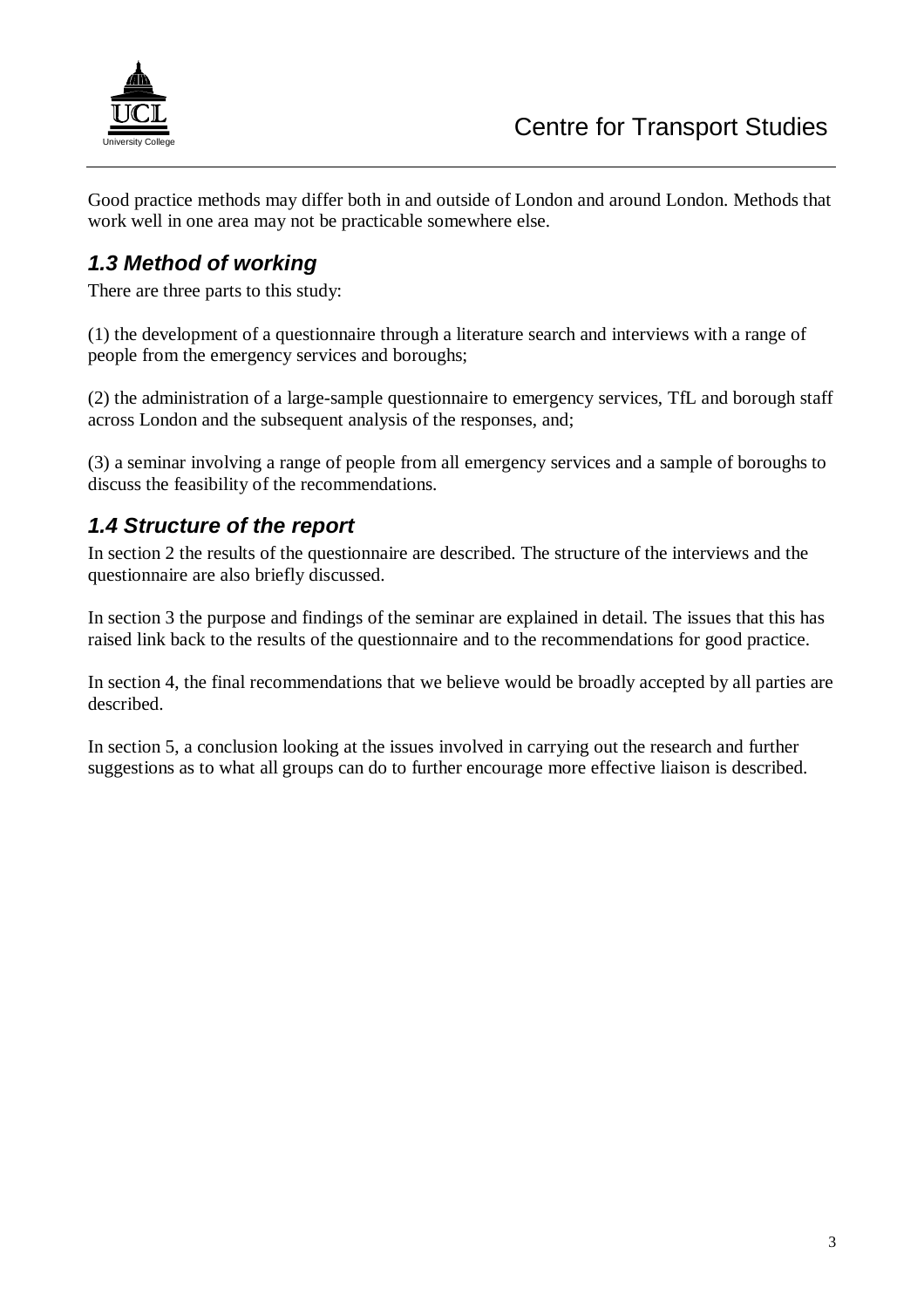Good practice methods may differ both in and outside of London and around London. Methods that work well in one area may not be practicable somewhere else.

### *1.3 Method of working*

There are three parts to this study:

(1) the development of a questionnaire through a literature search and interviews with a range of people from the emergency services and boroughs;

(2) the administration of a large-sample questionnaire to emergency services, TfL and borough staff across London and the subsequent analysis of the responses, and;

(3) a seminar involving a range of people from all emergency services and a sample of boroughs to discuss the feasibility of the recommendations.

### *1.4 Structure of the report*

In section 2 the results of the questionnaire are described. The structure of the interviews and the questionnaire are also briefly discussed.

In section 3 the purpose and findings of the seminar are explained in detail. The issues that this has raised link back to the results of the questionnaire and to the recommendations for good practice.

In section 4, the final recommendations that we believe would be broadly accepted by all parties are described.

In section 5, a conclusion looking at the issues involved in carrying out the research and further suggestions as to what all groups can do to further encourage more effective liaison is described.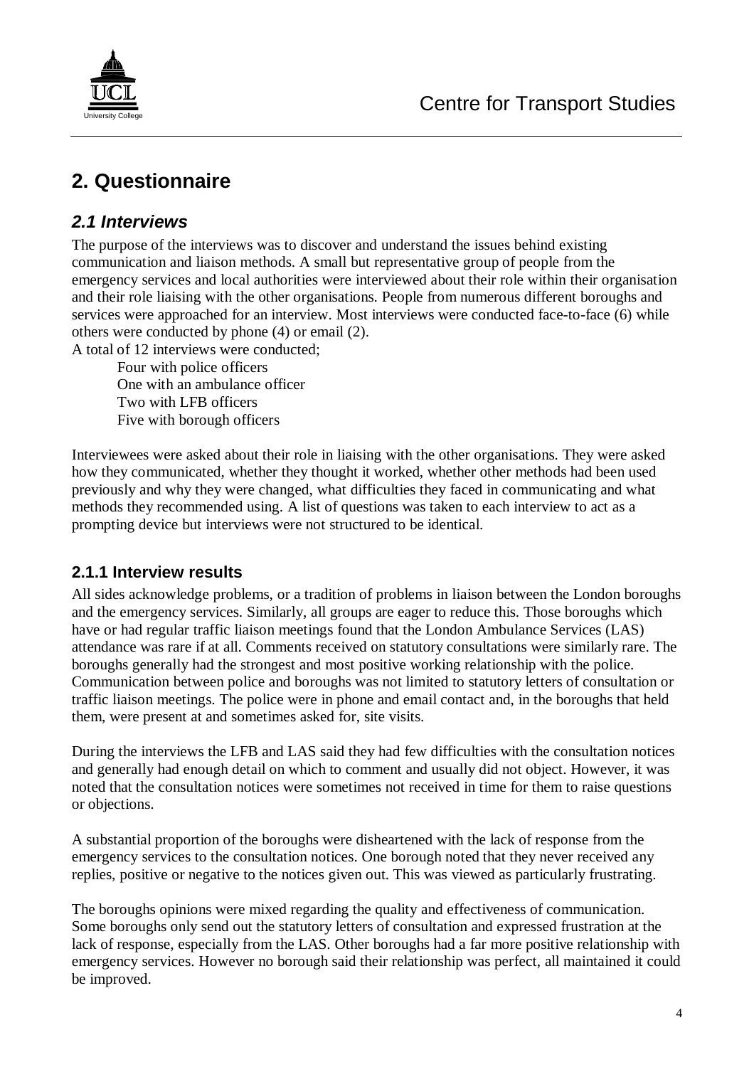# 2. Questionnaire

## *2.1 Interviews*

The purpose of the interviews was to discover and understand the issues behind existing communication and liaison methods. A small but representative group of people from the emergency services and local authorities were interviewed about their role within their organisation and their role liaising with the other organisations. People from numerous different boroughs and services were approached for an interview. Most interviews were conducted face-to-face (6) while others were conducted by phone (4) or email (2).

A total of 12 interviews were conducted;

- Four with police officers
- One with an ambulance officer
- Two with LFB officers
- Five with borough officers

Interviewees were asked about their role in liaising with the other organisations. They were asked how they communicated, whether they thought it worked, whether other methods had been used previously and why they were changed, what difficulties they faced in communicating and what methods they recommended using. A list of questions was taken to each interview to act as a prompting device but interviews were not structured to be identical.

### 2.1.1 Interview results

All sides acknowledge problems, or a tradition of problems in liaison between the London boroughs and the emergency services. Similarly, all groups are eager to reduce this. Those boroughs which have or had regular traffic liaison meetings found that the London Ambulance Services (LAS) attendance was rare if at all. Comments received on statutory consultations were similarly rare. The boroughs generally had the strongest and most positive working relationship with the police. Communication between police and boroughs was not limited to statutory letters of consultation or traffic liaison meetings. The police were in phone and email contact and, in the boroughs that held them, were present at and sometimes asked for, site visits.

During the interviews the LFB and LAS said they had few difficulties with the consultation notices and generally had enough detail on which to comment and usually did not object. However, it was noted that the consultation notices were sometimes not received in time for them to raise questions or objections.

A substantial proportion of the boroughs were disheartened with the lack of response from the emergency services to the consultation notices. One borough noted that they never received any replies, positive or negative to the notices given out. This was viewed as particularly frustrating.

The boroughs opinions were mixed regarding the quality and effectiveness of communication. Some boroughs only send out the statutory letters of consultation and expressed frustration at the lack of response, especially from the LAS. Other boroughs had a far more positive relationship with emergency services. However no borough said their relationship was perfect, all maintained it could be improved.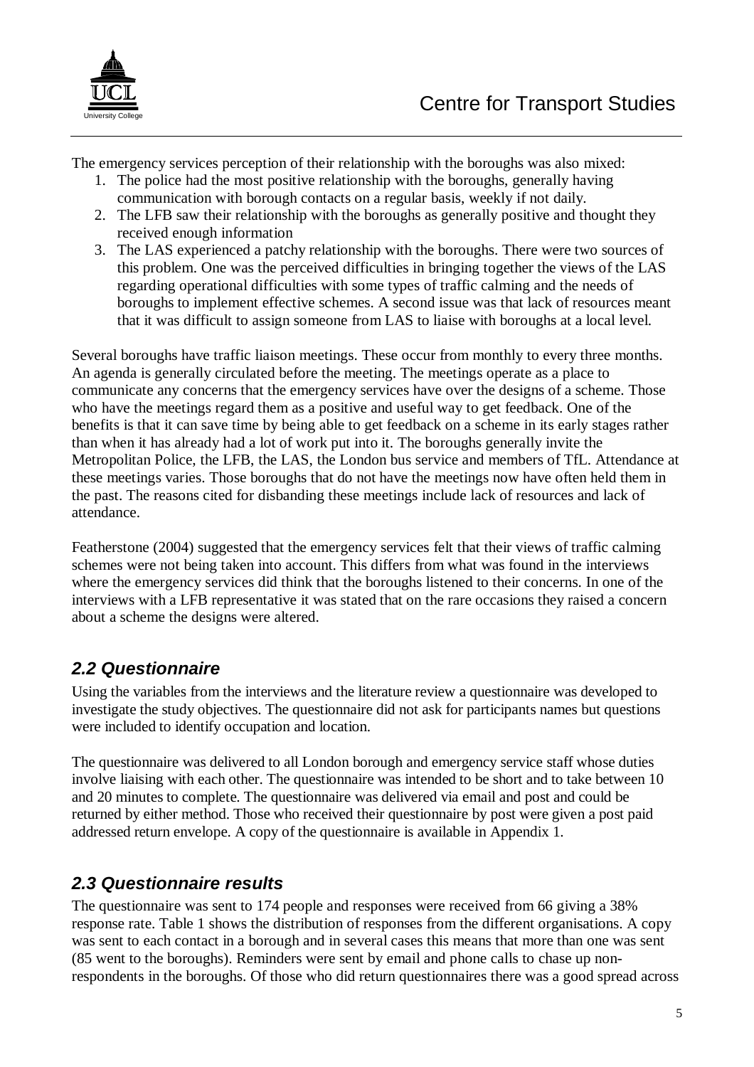The emergency services perception of their relationship with the boroughs was also mixed:

1. The police had the most positive relationship with the boroughs, generally having communication with borough contacts on a regular basis, weekly if not daily.
2. The LFB saw their relationship with the boroughs as generally positive and thought they received enough information
3. The LAS experienced a patchy relationship with the boroughs. There were two sources of this problem. One was the perceived difficulties in bringing together the views of the LAS regarding operational difficulties with some types of traffic calming and the needs of boroughs to implement effective schemes. A second issue was that lack of resources meant that it was difficult to assign someone from LAS to liaise with boroughs at a local level.

Several boroughs have traffic liaison meetings. These occur from monthly to every three months. An agenda is generally circulated before the meeting. The meetings operate as a place to communicate any concerns that the emergency services have over the designs of a scheme. Those who have the meetings regard them as a positive and useful way to get feedback. One of the benefits is that it can save time by being able to get feedback on a scheme in its early stages rather than when it has already had a lot of work put into it. The boroughs generally invite the Metropolitan Police, the LFB, the LAS, the London bus service and members of TfL. Attendance at these meetings varies. Those boroughs that do not have the meetings now have often held them in the past. The reasons cited for disbanding these meetings include lack of resources and lack of attendance.

Featherstone (2004) suggested that the emergency services felt that their views of traffic calming schemes were not being taken into account. This differs from what was found in the interviews where the emergency services did think that the boroughs listened to their concerns. In one of the interviews with a LFB representative it was stated that on the rare occasions they raised a concern about a scheme the designs were altered.

## *2.2 Questionnaire*

Using the variables from the interviews and the literature review a questionnaire was developed to investigate the study objectives. The questionnaire did not ask for participants names but questions were included to identify occupation and location.

The questionnaire was delivered to all London borough and emergency service staff whose duties involve liaising with each other. The questionnaire was intended to be short and to take between 10 and 20 minutes to complete. The questionnaire was delivered via email and post and could be returned by either method. Those who received their questionnaire by post were given a post paid addressed return envelope. A copy of the questionnaire is available in Appendix 1.

## *2.3 Questionnaire results*

The questionnaire was sent to 174 people and responses were received from 66 giving a 38% response rate. Table 1 shows the distribution of responses from the different organisations. A copy was sent to each contact in a borough and in several cases this means that more than one was sent (85 went to the boroughs). Reminders were sent by email and phone calls to chase up non-respondents in the boroughs. Of those who did return questionnaires there was a good spread across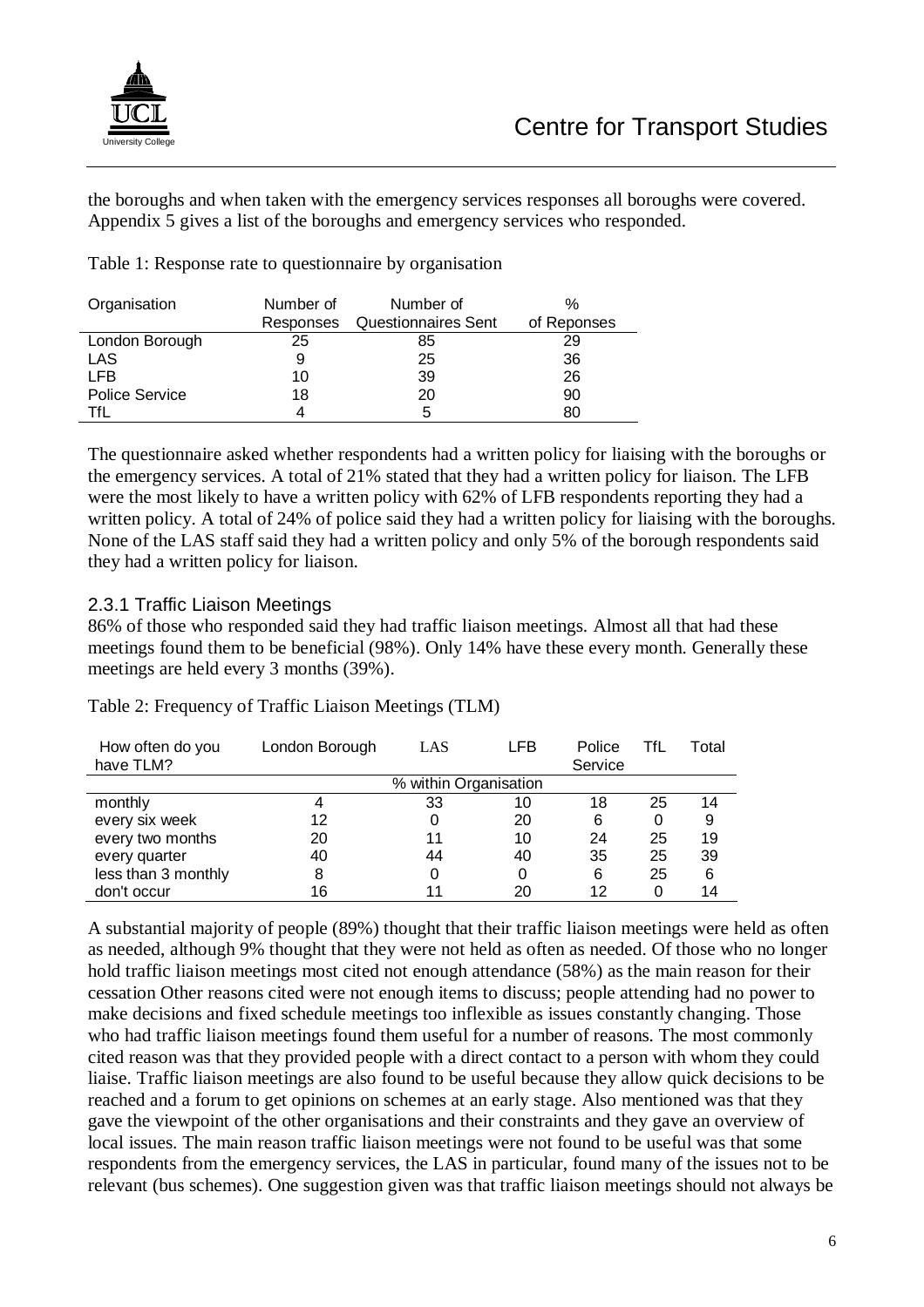the boroughs and when taken with the emergency services responses all boroughs were covered. Appendix 5 gives a list of the boroughs and emergency services who responded.

Table 1: Response rate to questionnaire by organisation

| Organisation | Number of Responses | Number of Questionnaires Sent | % of Reponses |
|---|---|---|---|
| London Borough | 25 | 85 | 29 |
| LAS | 9 | 25 | 36 |
| LFB | 10 | 39 | 26 |
| Police Service | 18 | 20 | 90 |
| TfL | 4 | 5 | 80 |

The questionnaire asked whether respondents had a written policy for liaising with the boroughs or the emergency services. A total of 21% stated that they had a written policy for liaison. The LFB were the most likely to have a written policy with 62% of LFB respondents reporting they had a written policy. A total of 24% of police said they had a written policy for liaising with the boroughs. None of the LAS staff said they had a written policy and only 5% of the borough respondents said they had a written policy for liaison.

### 2.3.1 Traffic Liaison Meetings

86% of those who responded said they had traffic liaison meetings. Almost all that had these meetings found them to be beneficial (98%). Only 14% have these every month. Generally these meetings are held every 3 months (39%).

Table 2: Frequency of Traffic Liaison Meetings (TLM)

| How often do you have TLM? | London Borough | LAS | LFB | Police Service | TfL | Total |
|---|---|---|---|---|---|---|
| | % within Organisation | | | | | |
| monthly | 4 | 33 | 10 | 18 | 25 | 14 |
| every six week | 12 | 0 | 20 | 6 | 0 | 9 |
| every two months | 20 | 11 | 10 | 24 | 25 | 19 |
| every quarter | 40 | 44 | 40 | 35 | 25 | 39 |
| less than 3 monthly | 8 | 0 | 0 | 6 | 25 | 6 |
| don't occur | 16 | 11 | 20 | 12 | 0 | 14 |

A substantial majority of people (89%) thought that their traffic liaison meetings were held as often as needed, although 9% thought that they were not held as often as needed. Of those who no longer hold traffic liaison meetings most cited not enough attendance (58%) as the main reason for their cessation Other reasons cited were not enough items to discuss; people attending had no power to make decisions and fixed schedule meetings too inflexible as issues constantly changing. Those who had traffic liaison meetings found them useful for a number of reasons. The most commonly cited reason was that they provided people with a direct contact to a person with whom they could liaise. Traffic liaison meetings are also found to be useful because they allow quick decisions to be reached and a forum to get opinions on schemes at an early stage. Also mentioned was that they gave the viewpoint of the other organisations and their constraints and they gave an overview of local issues. The main reason traffic liaison meetings were not found to be useful was that some respondents from the emergency services, the LAS in particular, found many of the issues not to be relevant (bus schemes). One suggestion given was that traffic liaison meetings should not always be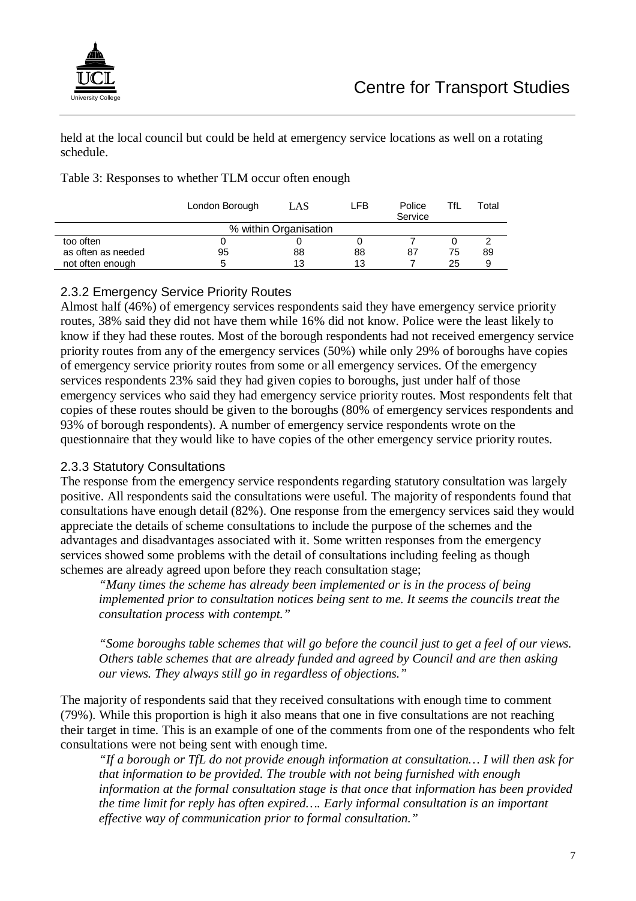held at the local council but could be held at emergency service locations as well on a rotating schedule.

Table 3: Responses to whether TLM occur often enough

| | London Borough | LAS | LFB | Police Service | TfL | Total |
|---|---|---|---|---|---|---|
| | % within Organisation | | | | | |
| too often | 0 | 0 | 0 | 7 | 0 | 2 |
| as often as needed | 95 | 88 | 88 | 87 | 75 | 89 |
| not often enough | 5 | 13 | 13 | 7 | 25 | 9 |

### 2.3.2 Emergency Service Priority Routes

Almost half (46%) of emergency services respondents said they have emergency service priority routes, 38% said they did not have them while 16% did not know. Police were the least likely to know if they had these routes. Most of the borough respondents had not received emergency service priority routes from any of the emergency services (50%) while only 29% of boroughs have copies of emergency service priority routes from some or all emergency services. Of the emergency services respondents 23% said they had given copies to boroughs, just under half of those emergency services who said they had emergency service priority routes. Most respondents felt that copies of these routes should be given to the boroughs (80% of emergency services respondents and 93% of borough respondents). A number of emergency service respondents wrote on the questionnaire that they would like to have copies of the other emergency service priority routes.

### 2.3.3 Statutory Consultations

The response from the emergency service respondents regarding statutory consultation was largely positive. All respondents said the consultations were useful. The majority of respondents found that consultations have enough detail (82%). One response from the emergency services said they would appreciate the details of scheme consultations to include the purpose of the schemes and the advantages and disadvantages associated with it. Some written responses from the emergency services showed some problems with the detail of consultations including feeling as though schemes are already agreed upon before they reach consultation stage;

> *"Many times the scheme has already been implemented or is in the process of being implemented prior to consultation notices being sent to me. It seems the councils treat the consultation process with contempt."*
>
> *"Some boroughs table schemes that will go before the council just to get a feel of our views. Others table schemes that are already funded and agreed by Council and are then asking our views. They always still go in regardless of objections."*

The majority of respondents said that they received consultations with enough time to comment (79%). While this proportion is high it also means that one in five consultations are not reaching their target in time. This is an example of one of the comments from one of the respondents who felt consultations were not being sent with enough time.

> *"If a borough or TfL do not provide enough information at consultation… I will then ask for that information to be provided. The trouble with not being furnished with enough information at the formal consultation stage is that once that information has been provided the time limit for reply has often expired…. Early informal consultation is an important effective way of communication prior to formal consultation."*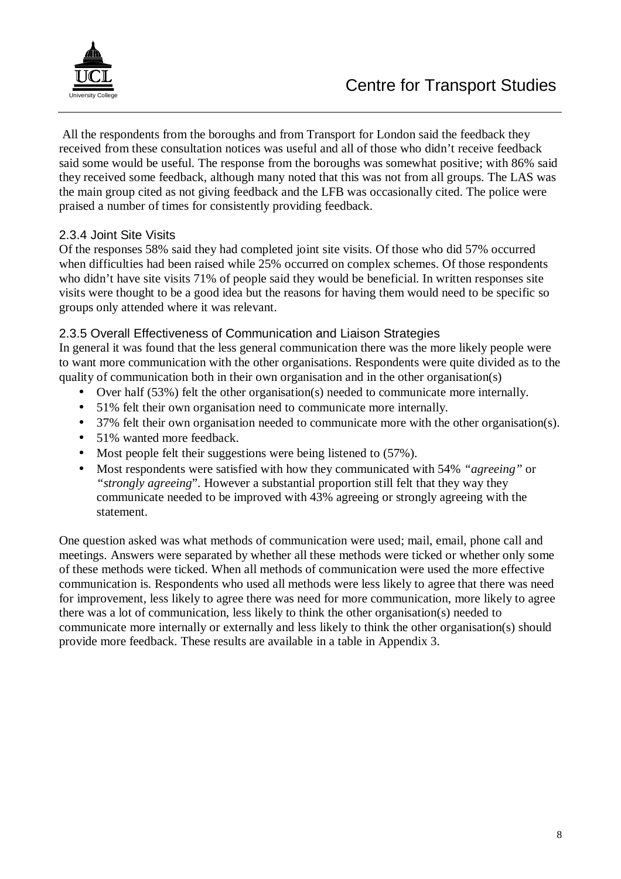All the respondents from the boroughs and from Transport for London said the feedback they received from these consultation notices was useful and all of those who didn't receive feedback said some would be useful. The response from the boroughs was somewhat positive; with 86% said they received some feedback, although many noted that this was not from all groups. The LAS was the main group cited as not giving feedback and the LFB was occasionally cited. The police were praised a number of times for consistently providing feedback.

### 2.3.4 Joint Site Visits

Of the responses 58% said they had completed joint site visits. Of those who did 57% occurred when difficulties had been raised while 25% occurred on complex schemes. Of those respondents who didn't have site visits 71% of people said they would be beneficial. In written responses site visits were thought to be a good idea but the reasons for having them would need to be specific so groups only attended where it was relevant.

### 2.3.5 Overall Effectiveness of Communication and Liaison Strategies

In general it was found that the less general communication there was the more likely people were to want more communication with the other organisations. Respondents were quite divided as to the quality of communication both in their own organisation and in the other organisation(s)

- Over half (53%) felt the other organisation(s) needed to communicate more internally.
- 51% felt their own organisation need to communicate more internally.
- 37% felt their own organisation needed to communicate more with the other organisation(s).
- 51% wanted more feedback.
- Most people felt their suggestions were being listened to (57%).
- Most respondents were satisfied with how they communicated with 54% *"agreeing"* or *"strongly agreeing*". However a substantial proportion still felt that they way they communicate needed to be improved with 43% agreeing or strongly agreeing with the statement.

One question asked was what methods of communication were used; mail, email, phone call and meetings. Answers were separated by whether all these methods were ticked or whether only some of these methods were ticked. When all methods of communication were used the more effective communication is. Respondents who used all methods were less likely to agree that there was need for improvement, less likely to agree there was need for more communication, more likely to agree there was a lot of communication, less likely to think the other organisation(s) needed to communicate more internally or externally and less likely to think the other organisation(s) should provide more feedback. These results are available in a table in Appendix 3.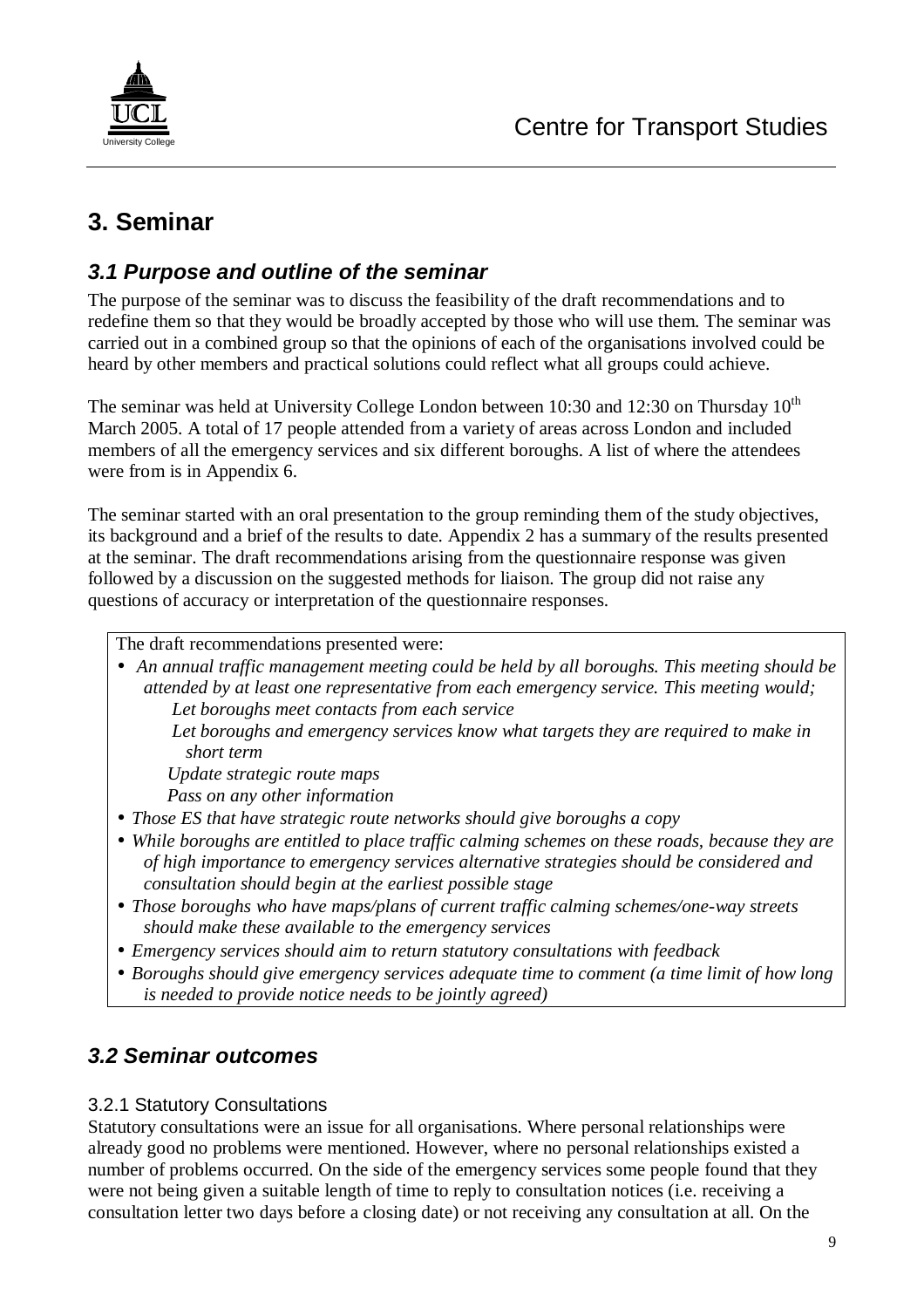# 3. Seminar

## *3.1 Purpose and outline of the seminar*

The purpose of the seminar was to discuss the feasibility of the draft recommendations and to redefine them so that they would be broadly accepted by those who will use them. The seminar was carried out in a combined group so that the opinions of each of the organisations involved could be heard by other members and practical solutions could reflect what all groups could achieve.

The seminar was held at University College London between 10:30 and 12:30 on Thursday 10th March 2005. A total of 17 people attended from a variety of areas across London and included members of all the emergency services and six different boroughs. A list of where the attendees were from is in Appendix 6.

The seminar started with an oral presentation to the group reminding them of the study objectives, its background and a brief of the results to date. Appendix 2 has a summary of the results presented at the seminar. The draft recommendations arising from the questionnaire response was given followed by a discussion on the suggested methods for liaison. The group did not raise any questions of accuracy or interpretation of the questionnaire responses.

The draft recommendations presented were:

- *An annual traffic management meeting could be held by all boroughs. This meeting should be attended by at least one representative from each emergency service. This meeting would;*
  - *Let boroughs meet contacts from each service*
  - *Let boroughs and emergency services know what targets they are required to make in short term*
  - *Update strategic route maps*
  - *Pass on any other information*
- *Those ES that have strategic route networks should give boroughs a copy*
- *While boroughs are entitled to place traffic calming schemes on these roads, because they are of high importance to emergency services alternative strategies should be considered and consultation should begin at the earliest possible stage*
- *Those boroughs who have maps/plans of current traffic calming schemes/one-way streets should make these available to the emergency services*
- *Emergency services should aim to return statutory consultations with feedback*
- *Boroughs should give emergency services adequate time to comment (a time limit of how long is needed to provide notice needs to be jointly agreed)*

## *3.2 Seminar outcomes*

### 3.2.1 Statutory Consultations

Statutory consultations were an issue for all organisations. Where personal relationships were already good no problems were mentioned. However, where no personal relationships existed a number of problems occurred. On the side of the emergency services some people found that they were not being given a suitable length of time to reply to consultation notices (i.e. receiving a consultation letter two days before a closing date) or not receiving any consultation at all. On the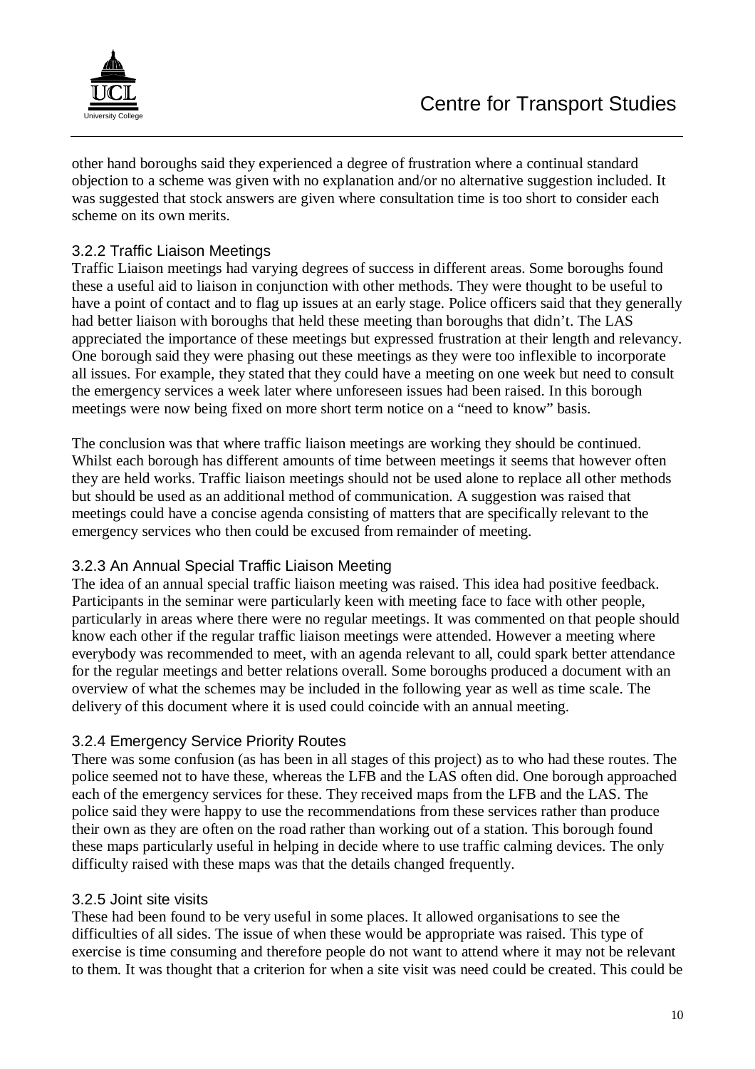other hand boroughs said they experienced a degree of frustration where a continual standard objection to a scheme was given with no explanation and/or no alternative suggestion included. It was suggested that stock answers are given where consultation time is too short to consider each scheme on its own merits.

### 3.2.2 Traffic Liaison Meetings

Traffic Liaison meetings had varying degrees of success in different areas. Some boroughs found these a useful aid to liaison in conjunction with other methods. They were thought to be useful to have a point of contact and to flag up issues at an early stage. Police officers said that they generally had better liaison with boroughs that held these meeting than boroughs that didn't. The LAS appreciated the importance of these meetings but expressed frustration at their length and relevancy. One borough said they were phasing out these meetings as they were too inflexible to incorporate all issues. For example, they stated that they could have a meeting on one week but need to consult the emergency services a week later where unforeseen issues had been raised. In this borough meetings were now being fixed on more short term notice on a "need to know" basis.

The conclusion was that where traffic liaison meetings are working they should be continued. Whilst each borough has different amounts of time between meetings it seems that however often they are held works. Traffic liaison meetings should not be used alone to replace all other methods but should be used as an additional method of communication. A suggestion was raised that meetings could have a concise agenda consisting of matters that are specifically relevant to the emergency services who then could be excused from remainder of meeting.

### 3.2.3 An Annual Special Traffic Liaison Meeting

The idea of an annual special traffic liaison meeting was raised. This idea had positive feedback. Participants in the seminar were particularly keen with meeting face to face with other people, particularly in areas where there were no regular meetings. It was commented on that people should know each other if the regular traffic liaison meetings were attended. However a meeting where everybody was recommended to meet, with an agenda relevant to all, could spark better attendance for the regular meetings and better relations overall. Some boroughs produced a document with an overview of what the schemes may be included in the following year as well as time scale. The delivery of this document where it is used could coincide with an annual meeting.

### 3.2.4 Emergency Service Priority Routes

There was some confusion (as has been in all stages of this project) as to who had these routes. The police seemed not to have these, whereas the LFB and the LAS often did. One borough approached each of the emergency services for these. They received maps from the LFB and the LAS. The police said they were happy to use the recommendations from these services rather than produce their own as they are often on the road rather than working out of a station. This borough found these maps particularly useful in helping in decide where to use traffic calming devices. The only difficulty raised with these maps was that the details changed frequently.

### 3.2.5 Joint site visits

These had been found to be very useful in some places. It allowed organisations to see the difficulties of all sides. The issue of when these would be appropriate was raised. This type of exercise is time consuming and therefore people do not want to attend where it may not be relevant to them. It was thought that a criterion for when a site visit was need could be created. This could be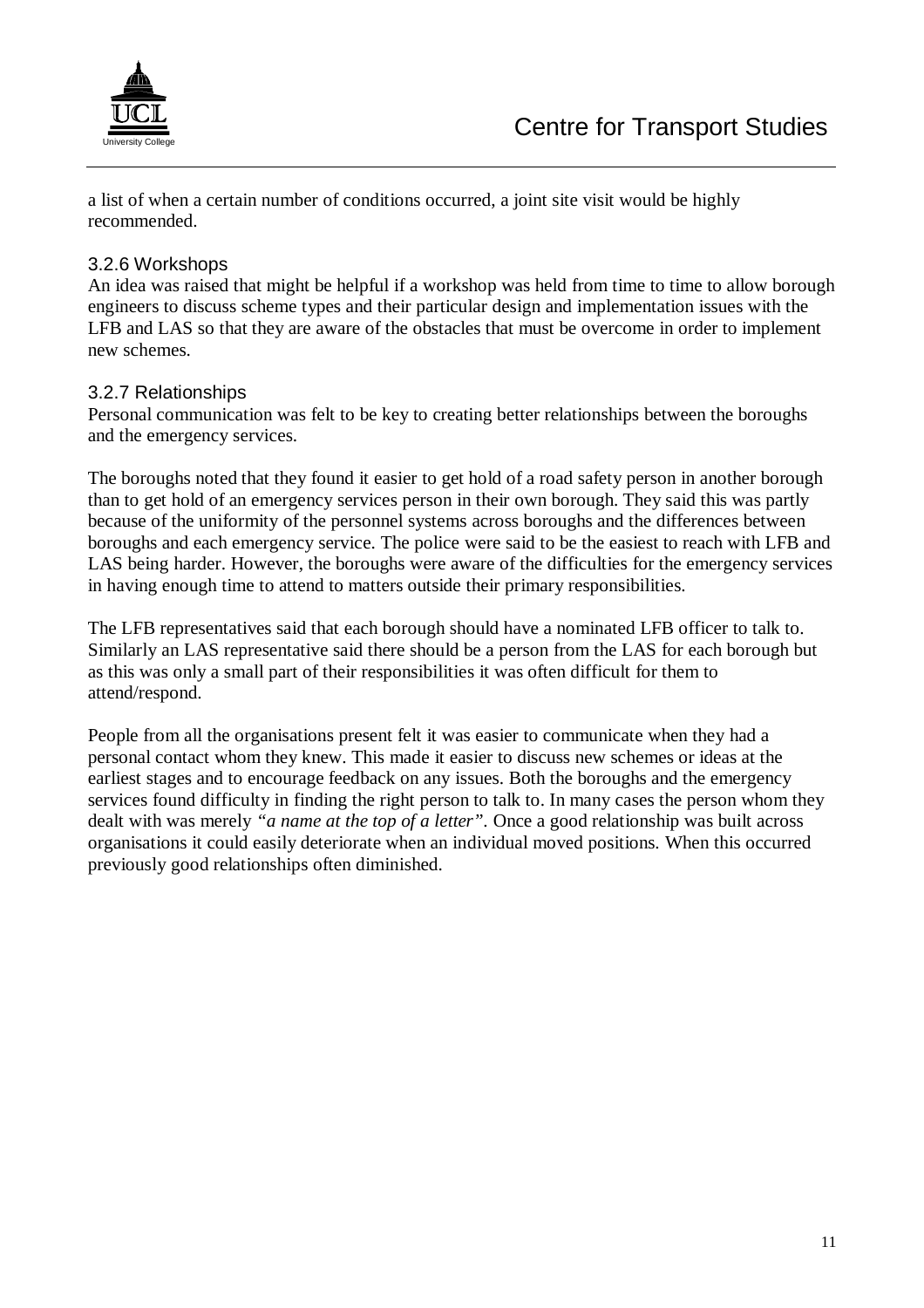a list of when a certain number of conditions occurred, a joint site visit would be highly recommended.

### 3.2.6 Workshops

An idea was raised that might be helpful if a workshop was held from time to time to allow borough engineers to discuss scheme types and their particular design and implementation issues with the LFB and LAS so that they are aware of the obstacles that must be overcome in order to implement new schemes.

### 3.2.7 Relationships

Personal communication was felt to be key to creating better relationships between the boroughs and the emergency services.

The boroughs noted that they found it easier to get hold of a road safety person in another borough than to get hold of an emergency services person in their own borough. They said this was partly because of the uniformity of the personnel systems across boroughs and the differences between boroughs and each emergency service. The police were said to be the easiest to reach with LFB and LAS being harder. However, the boroughs were aware of the difficulties for the emergency services in having enough time to attend to matters outside their primary responsibilities.

The LFB representatives said that each borough should have a nominated LFB officer to talk to. Similarly an LAS representative said there should be a person from the LAS for each borough but as this was only a small part of their responsibilities it was often difficult for them to attend/respond.

People from all the organisations present felt it was easier to communicate when they had a personal contact whom they knew. This made it easier to discuss new schemes or ideas at the earliest stages and to encourage feedback on any issues. Both the boroughs and the emergency services found difficulty in finding the right person to talk to. In many cases the person whom they dealt with was merely *"a name at the top of a letter"*. Once a good relationship was built across organisations it could easily deteriorate when an individual moved positions. When this occurred previously good relationships often diminished.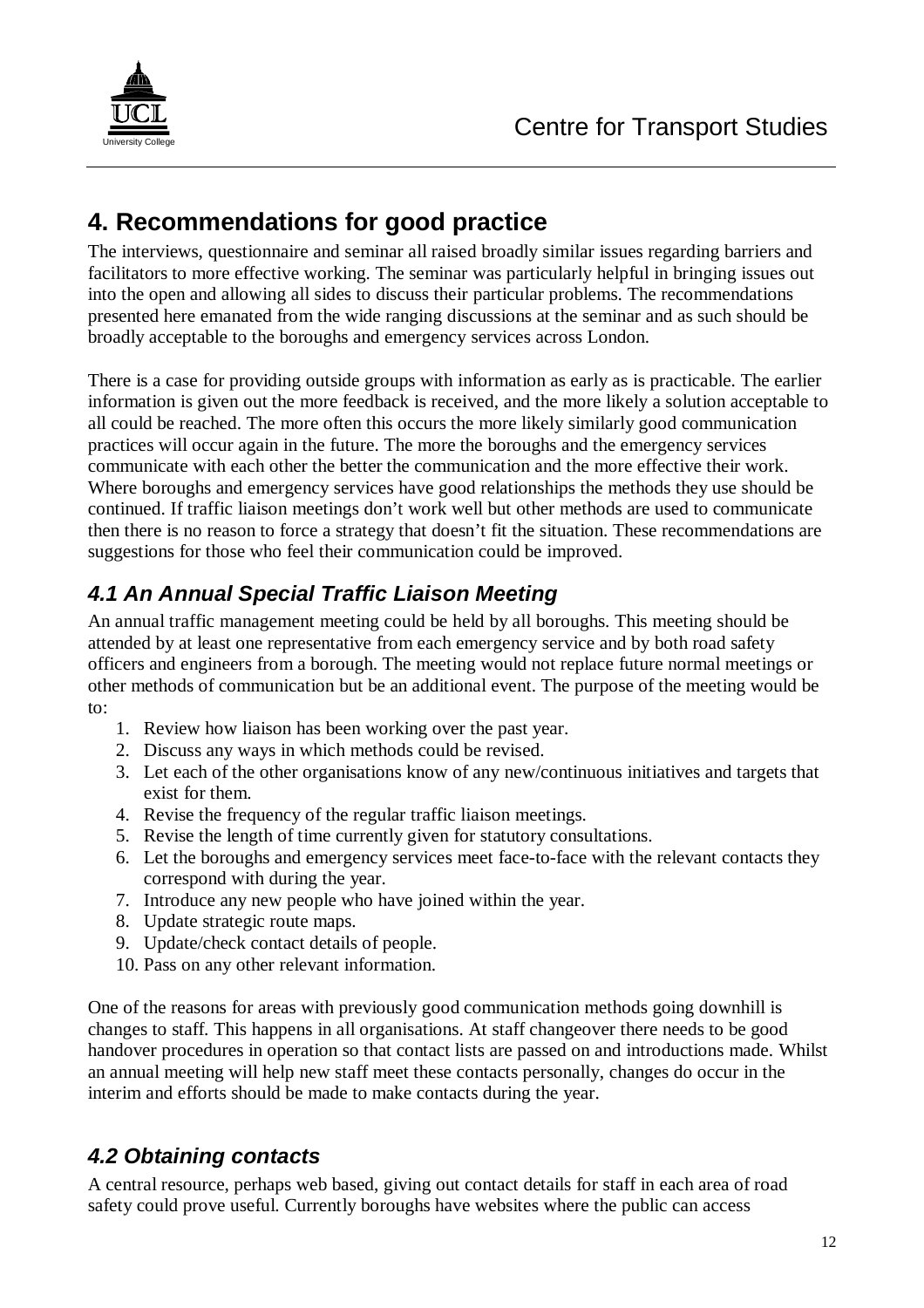## 4. Recommendations for good practice

The interviews, questionnaire and seminar all raised broadly similar issues regarding barriers and facilitators to more effective working. The seminar was particularly helpful in bringing issues out into the open and allowing all sides to discuss their particular problems. The recommendations presented here emanated from the wide ranging discussions at the seminar and as such should be broadly acceptable to the boroughs and emergency services across London.

There is a case for providing outside groups with information as early as is practicable. The earlier information is given out the more feedback is received, and the more likely a solution acceptable to all could be reached. The more often this occurs the more likely similarly good communication practices will occur again in the future. The more the boroughs and the emergency services communicate with each other the better the communication and the more effective their work. Where boroughs and emergency services have good relationships the methods they use should be continued. If traffic liaison meetings don't work well but other methods are used to communicate then there is no reason to force a strategy that doesn't fit the situation. These recommendations are suggestions for those who feel their communication could be improved.

### *4.1 An Annual Special Traffic Liaison Meeting*

An annual traffic management meeting could be held by all boroughs. This meeting should be attended by at least one representative from each emergency service and by both road safety officers and engineers from a borough. The meeting would not replace future normal meetings or other methods of communication but be an additional event. The purpose of the meeting would be to:

1. Review how liaison has been working over the past year.
2. Discuss any ways in which methods could be revised.
3. Let each of the other organisations know of any new/continuous initiatives and targets that exist for them.
4. Revise the frequency of the regular traffic liaison meetings.
5. Revise the length of time currently given for statutory consultations.
6. Let the boroughs and emergency services meet face-to-face with the relevant contacts they correspond with during the year.
7. Introduce any new people who have joined within the year.
8. Update strategic route maps.
9. Update/check contact details of people.
10. Pass on any other relevant information.

One of the reasons for areas with previously good communication methods going downhill is changes to staff. This happens in all organisations. At staff changeover there needs to be good handover procedures in operation so that contact lists are passed on and introductions made. Whilst an annual meeting will help new staff meet these contacts personally, changes do occur in the interim and efforts should be made to make contacts during the year.

### *4.2 Obtaining contacts*

A central resource, perhaps web based, giving out contact details for staff in each area of road safety could prove useful. Currently boroughs have websites where the public can access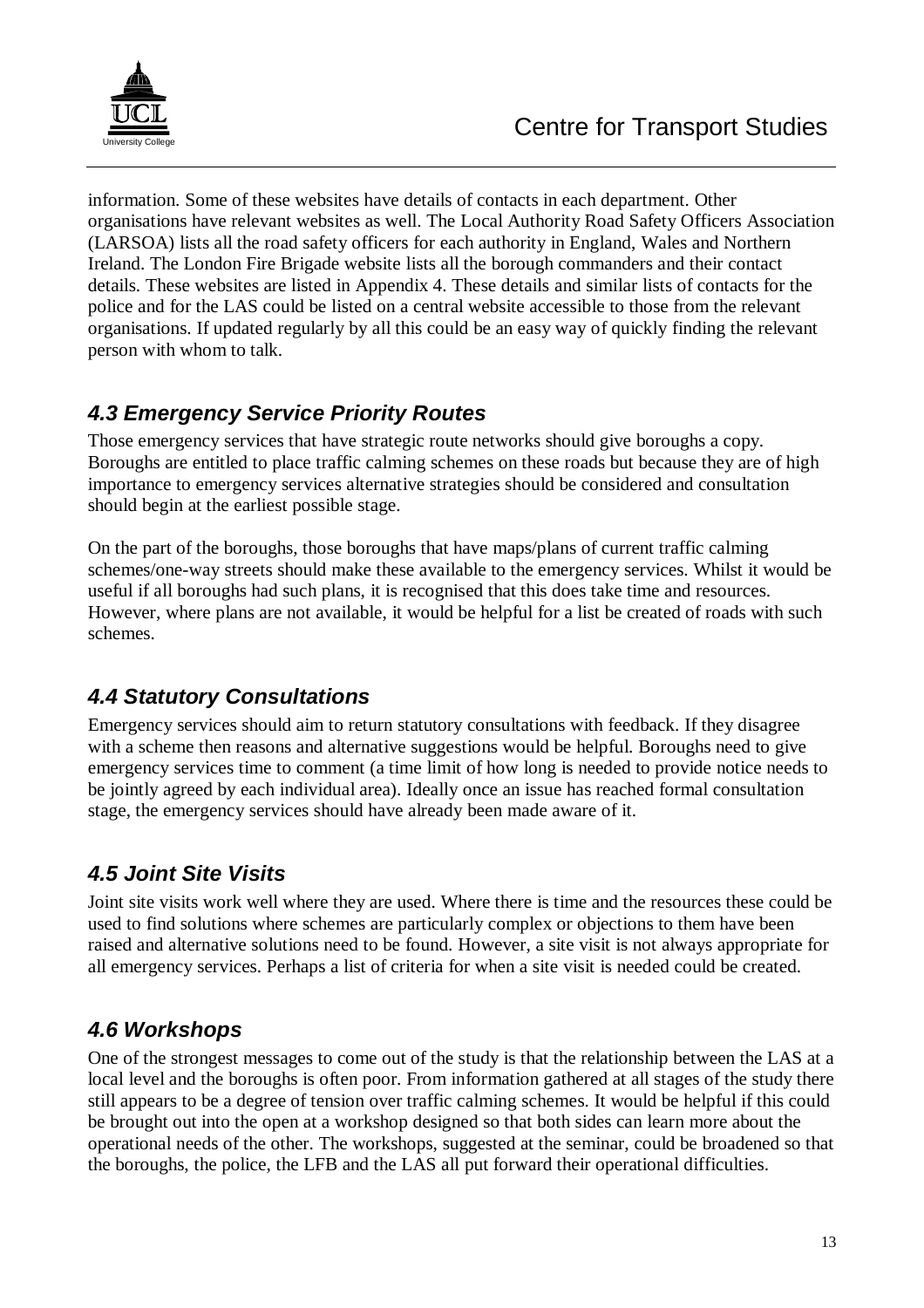information. Some of these websites have details of contacts in each department. Other organisations have relevant websites as well. The Local Authority Road Safety Officers Association (LARSOA) lists all the road safety officers for each authority in England, Wales and Northern Ireland. The London Fire Brigade website lists all the borough commanders and their contact details. These websites are listed in Appendix 4. These details and similar lists of contacts for the police and for the LAS could be listed on a central website accessible to those from the relevant organisations. If updated regularly by all this could be an easy way of quickly finding the relevant person with whom to talk.

## *4.3 Emergency Service Priority Routes*

Those emergency services that have strategic route networks should give boroughs a copy. Boroughs are entitled to place traffic calming schemes on these roads but because they are of high importance to emergency services alternative strategies should be considered and consultation should begin at the earliest possible stage.

On the part of the boroughs, those boroughs that have maps/plans of current traffic calming schemes/one-way streets should make these available to the emergency services. Whilst it would be useful if all boroughs had such plans, it is recognised that this does take time and resources. However, where plans are not available, it would be helpful for a list be created of roads with such schemes.

## *4.4 Statutory Consultations*

Emergency services should aim to return statutory consultations with feedback. If they disagree with a scheme then reasons and alternative suggestions would be helpful. Boroughs need to give emergency services time to comment (a time limit of how long is needed to provide notice needs to be jointly agreed by each individual area). Ideally once an issue has reached formal consultation stage, the emergency services should have already been made aware of it.

## *4.5 Joint Site Visits*

Joint site visits work well where they are used. Where there is time and the resources these could be used to find solutions where schemes are particularly complex or objections to them have been raised and alternative solutions need to be found. However, a site visit is not always appropriate for all emergency services. Perhaps a list of criteria for when a site visit is needed could be created.

## *4.6 Workshops*

One of the strongest messages to come out of the study is that the relationship between the LAS at a local level and the boroughs is often poor. From information gathered at all stages of the study there still appears to be a degree of tension over traffic calming schemes. It would be helpful if this could be brought out into the open at a workshop designed so that both sides can learn more about the operational needs of the other. The workshops, suggested at the seminar, could be broadened so that the boroughs, the police, the LFB and the LAS all put forward their operational difficulties.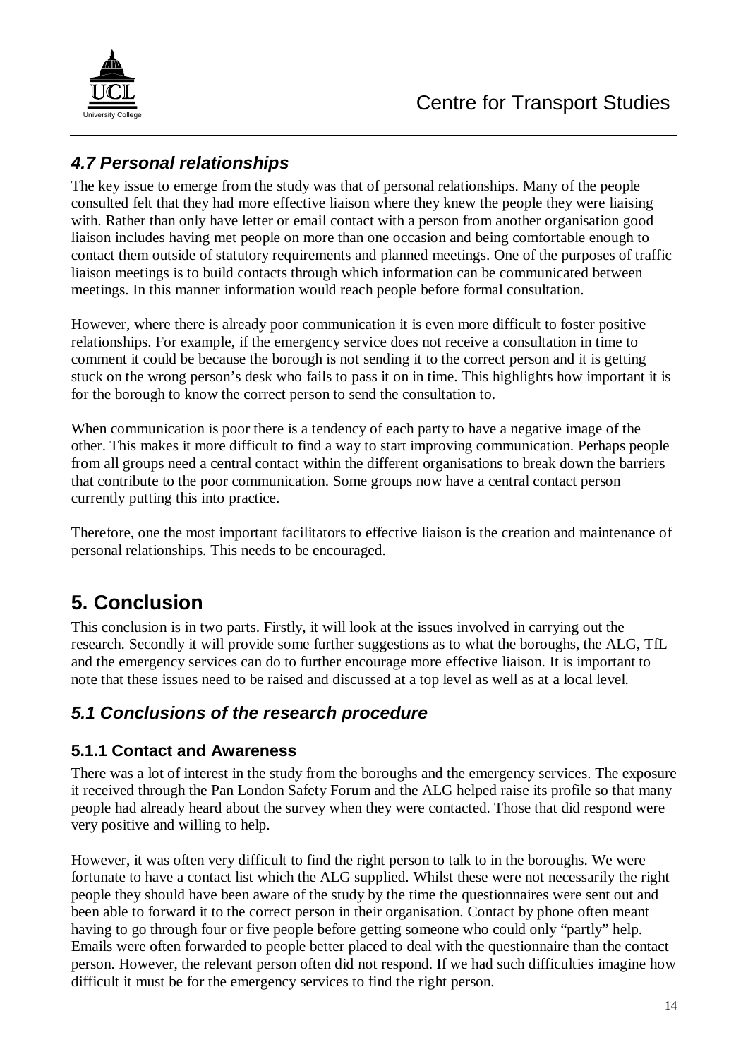### *4.7 Personal relationships*

The key issue to emerge from the study was that of personal relationships. Many of the people consulted felt that they had more effective liaison where they knew the people they were liaising with. Rather than only have letter or email contact with a person from another organisation good liaison includes having met people on more than one occasion and being comfortable enough to contact them outside of statutory requirements and planned meetings. One of the purposes of traffic liaison meetings is to build contacts through which information can be communicated between meetings. In this manner information would reach people before formal consultation.

However, where there is already poor communication it is even more difficult to foster positive relationships. For example, if the emergency service does not receive a consultation in time to comment it could be because the borough is not sending it to the correct person and it is getting stuck on the wrong person's desk who fails to pass it on in time. This highlights how important it is for the borough to know the correct person to send the consultation to.

When communication is poor there is a tendency of each party to have a negative image of the other. This makes it more difficult to find a way to start improving communication. Perhaps people from all groups need a central contact within the different organisations to break down the barriers that contribute to the poor communication. Some groups now have a central contact person currently putting this into practice.

Therefore, one the most important facilitators to effective liaison is the creation and maintenance of personal relationships. This needs to be encouraged.

## 5. Conclusion

This conclusion is in two parts. Firstly, it will look at the issues involved in carrying out the research. Secondly it will provide some further suggestions as to what the boroughs, the ALG, TfL and the emergency services can do to further encourage more effective liaison. It is important to note that these issues need to be raised and discussed at a top level as well as at a local level.

### *5.1 Conclusions of the research procedure*

#### 5.1.1 Contact and Awareness

There was a lot of interest in the study from the boroughs and the emergency services. The exposure it received through the Pan London Safety Forum and the ALG helped raise its profile so that many people had already heard about the survey when they were contacted. Those that did respond were very positive and willing to help.

However, it was often very difficult to find the right person to talk to in the boroughs. We were fortunate to have a contact list which the ALG supplied. Whilst these were not necessarily the right people they should have been aware of the study by the time the questionnaires were sent out and been able to forward it to the correct person in their organisation. Contact by phone often meant having to go through four or five people before getting someone who could only "partly" help. Emails were often forwarded to people better placed to deal with the questionnaire than the contact person. However, the relevant person often did not respond. If we had such difficulties imagine how difficult it must be for the emergency services to find the right person.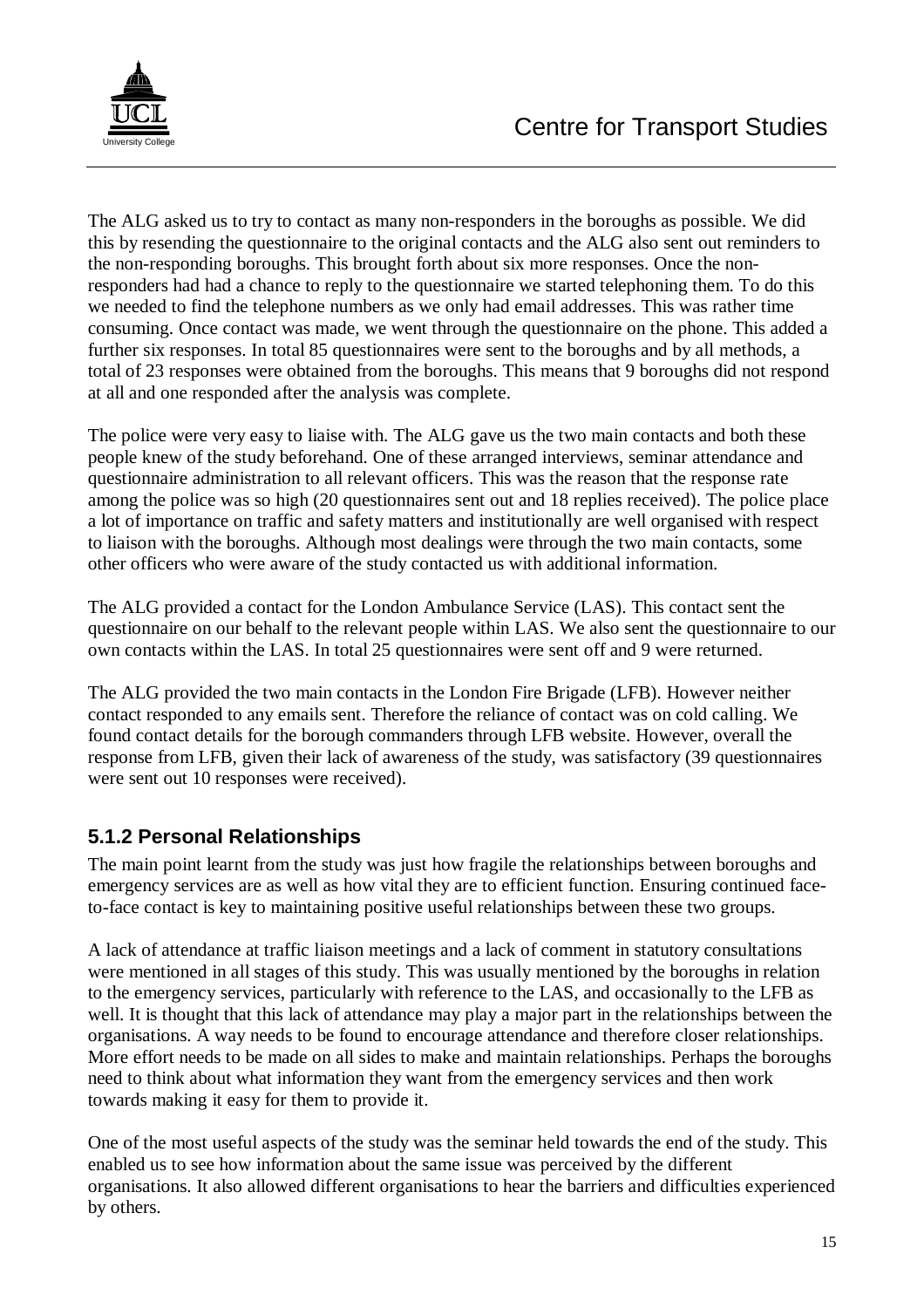The ALG asked us to try to contact as many non-responders in the boroughs as possible. We did this by resending the questionnaire to the original contacts and the ALG also sent out reminders to the non-responding boroughs. This brought forth about six more responses. Once the non-responders had had a chance to reply to the questionnaire we started telephoning them. To do this we needed to find the telephone numbers as we only had email addresses. This was rather time consuming. Once contact was made, we went through the questionnaire on the phone. This added a further six responses. In total 85 questionnaires were sent to the boroughs and by all methods, a total of 23 responses were obtained from the boroughs. This means that 9 boroughs did not respond at all and one responded after the analysis was complete.

The police were very easy to liaise with. The ALG gave us the two main contacts and both these people knew of the study beforehand. One of these arranged interviews, seminar attendance and questionnaire administration to all relevant officers. This was the reason that the response rate among the police was so high (20 questionnaires sent out and 18 replies received). The police place a lot of importance on traffic and safety matters and institutionally are well organised with respect to liaison with the boroughs. Although most dealings were through the two main contacts, some other officers who were aware of the study contacted us with additional information.

The ALG provided a contact for the London Ambulance Service (LAS). This contact sent the questionnaire on our behalf to the relevant people within LAS. We also sent the questionnaire to our own contacts within the LAS. In total 25 questionnaires were sent off and 9 were returned.

The ALG provided the two main contacts in the London Fire Brigade (LFB). However neither contact responded to any emails sent. Therefore the reliance of contact was on cold calling. We found contact details for the borough commanders through LFB website. However, overall the response from LFB, given their lack of awareness of the study, was satisfactory (39 questionnaires were sent out 10 responses were received).

### 5.1.2 Personal Relationships

The main point learnt from the study was just how fragile the relationships between boroughs and emergency services are as well as how vital they are to efficient function. Ensuring continued face-to-face contact is key to maintaining positive useful relationships between these two groups.

A lack of attendance at traffic liaison meetings and a lack of comment in statutory consultations were mentioned in all stages of this study. This was usually mentioned by the boroughs in relation to the emergency services, particularly with reference to the LAS, and occasionally to the LFB as well. It is thought that this lack of attendance may play a major part in the relationships between the organisations. A way needs to be found to encourage attendance and therefore closer relationships. More effort needs to be made on all sides to make and maintain relationships. Perhaps the boroughs need to think about what information they want from the emergency services and then work towards making it easy for them to provide it.

One of the most useful aspects of the study was the seminar held towards the end of the study. This enabled us to see how information about the same issue was perceived by the different organisations. It also allowed different organisations to hear the barriers and difficulties experienced by others.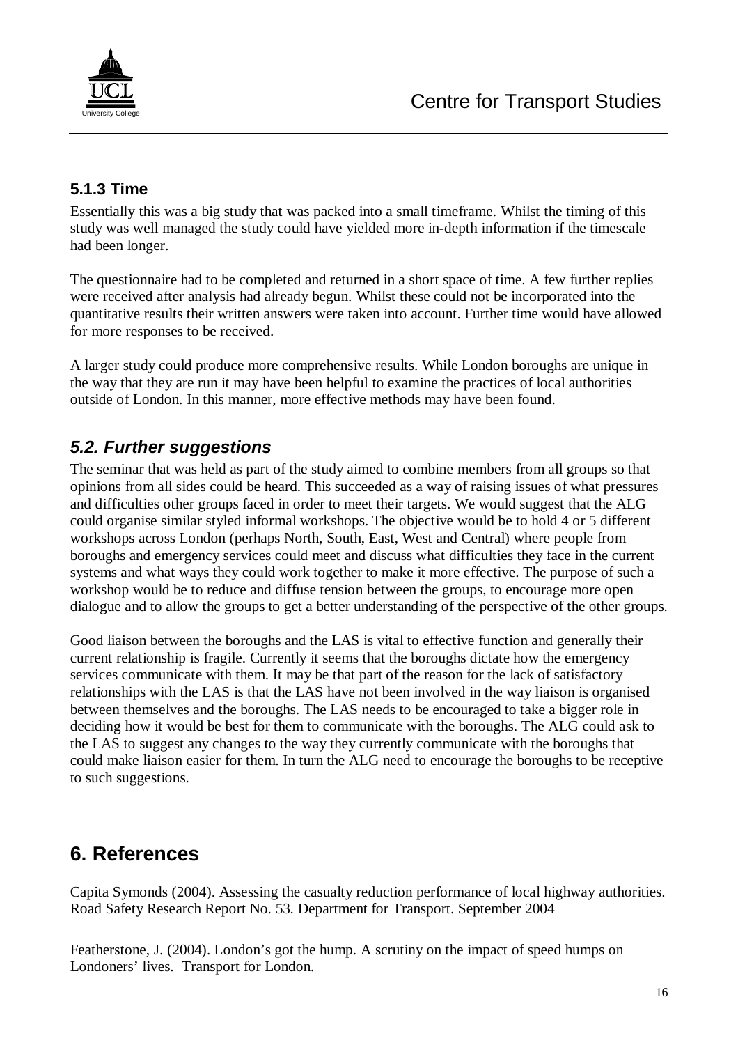### 5.1.3 Time

Essentially this was a big study that was packed into a small timeframe. Whilst the timing of this study was well managed the study could have yielded more in-depth information if the timescale had been longer.

The questionnaire had to be completed and returned in a short space of time. A few further replies were received after analysis had already begun. Whilst these could not be incorporated into the quantitative results their written answers were taken into account. Further time would have allowed for more responses to be received.

A larger study could produce more comprehensive results. While London boroughs are unique in the way that they are run it may have been helpful to examine the practices of local authorities outside of London. In this manner, more effective methods may have been found.

## *5.2. Further suggestions*

The seminar that was held as part of the study aimed to combine members from all groups so that opinions from all sides could be heard. This succeeded as a way of raising issues of what pressures and difficulties other groups faced in order to meet their targets. We would suggest that the ALG could organise similar styled informal workshops. The objective would be to hold 4 or 5 different workshops across London (perhaps North, South, East, West and Central) where people from boroughs and emergency services could meet and discuss what difficulties they face in the current systems and what ways they could work together to make it more effective. The purpose of such a workshop would be to reduce and diffuse tension between the groups, to encourage more open dialogue and to allow the groups to get a better understanding of the perspective of the other groups.

Good liaison between the boroughs and the LAS is vital to effective function and generally their current relationship is fragile. Currently it seems that the boroughs dictate how the emergency services communicate with them. It may be that part of the reason for the lack of satisfactory relationships with the LAS is that the LAS have not been involved in the way liaison is organised between themselves and the boroughs. The LAS needs to be encouraged to take a bigger role in deciding how it would be best for them to communicate with the boroughs. The ALG could ask to the LAS to suggest any changes to the way they currently communicate with the boroughs that could make liaison easier for them. In turn the ALG need to encourage the boroughs to be receptive to such suggestions.

# 6. References

Capita Symonds (2004). Assessing the casualty reduction performance of local highway authorities. Road Safety Research Report No. 53. Department for Transport. September 2004

Featherstone, J. (2004). London's got the hump. A scrutiny on the impact of speed humps on Londoners' lives. Transport for London.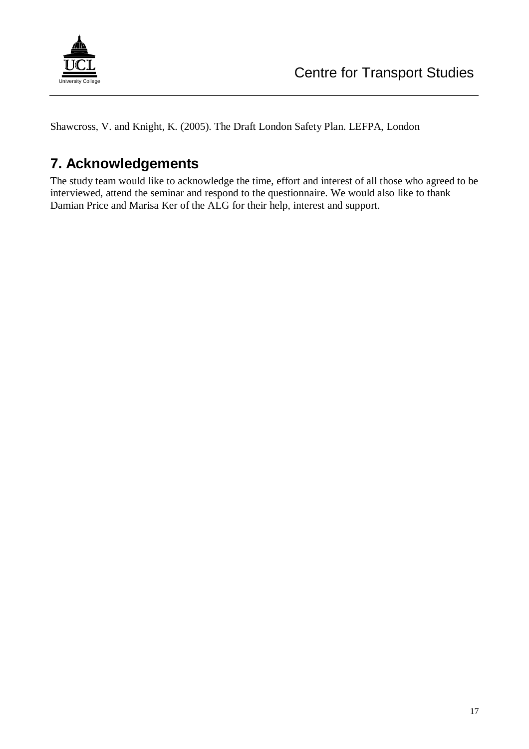Shawcross, V. and Knight, K. (2005). The Draft London Safety Plan. LEFPA, London

## 7. Acknowledgements

The study team would like to acknowledge the time, effort and interest of all those who agreed to be interviewed, attend the seminar and respond to the questionnaire. We would also like to thank Damian Price and Marisa Ker of the ALG for their help, interest and support.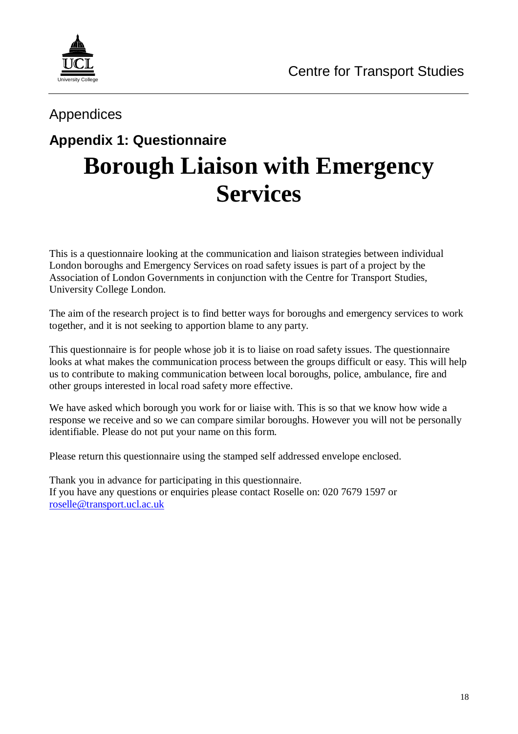## Appendices

### Appendix 1: Questionnaire

# Borough Liaison with Emergency Services

This is a questionnaire looking at the communication and liaison strategies between individual London boroughs and Emergency Services on road safety issues is part of a project by the Association of London Governments in conjunction with the Centre for Transport Studies, University College London.

The aim of the research project is to find better ways for boroughs and emergency services to work together, and it is not seeking to apportion blame to any party.

This questionnaire is for people whose job it is to liaise on road safety issues. The questionnaire looks at what makes the communication process between the groups difficult or easy. This will help us to contribute to making communication between local boroughs, police, ambulance, fire and other groups interested in local road safety more effective.

We have asked which borough you work for or liaise with. This is so that we know how wide a response we receive and so we can compare similar boroughs. However you will not be personally identifiable. Please do not put your name on this form.

Please return this questionnaire using the stamped self addressed envelope enclosed.

Thank you in advance for participating in this questionnaire.
If you have any questions or enquiries please contact Roselle on: 020 7679 1597 or roselle@transport.ucl.ac.uk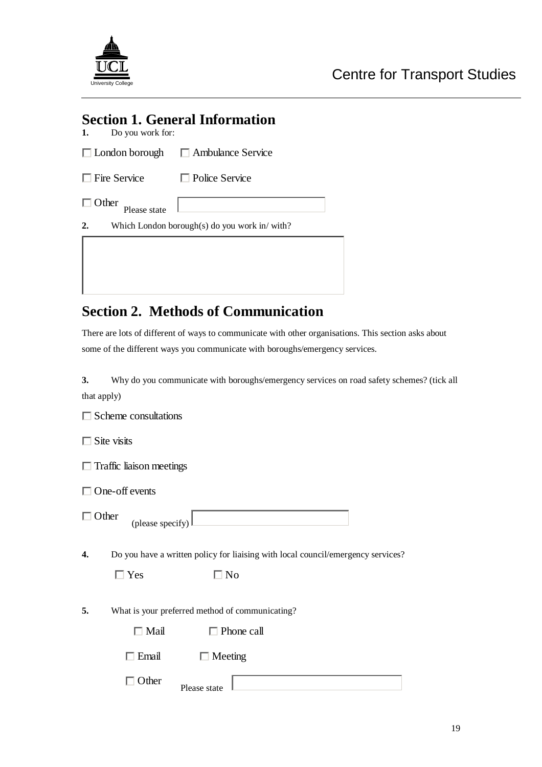## Section 1. General Information

**1.** Do you work for:

☐ London borough ☐ Ambulance Service

☐ Fire Service ☐ Police Service

☐ Other Please state

**2.** Which London borough(s) do you work in/ with?

## Section 2. Methods of Communication

There are lots of different of ways to communicate with other organisations. This section asks about some of the different ways you communicate with boroughs/emergency services.

**3.** Why do you communicate with boroughs/emergency services on road safety schemes? (tick all that apply)

☐ Scheme consultations

☐ Site visits

☐ Traffic liaison meetings

☐ One-off events

☐ Other (please specify)

**4.** Do you have a written policy for liaising with local council/emergency services?

☐ Yes ☐ No

**5.** What is your preferred method of communicating?

☐ Mail ☐ Phone call

☐ Email ☐ Meeting

☐ Other Please state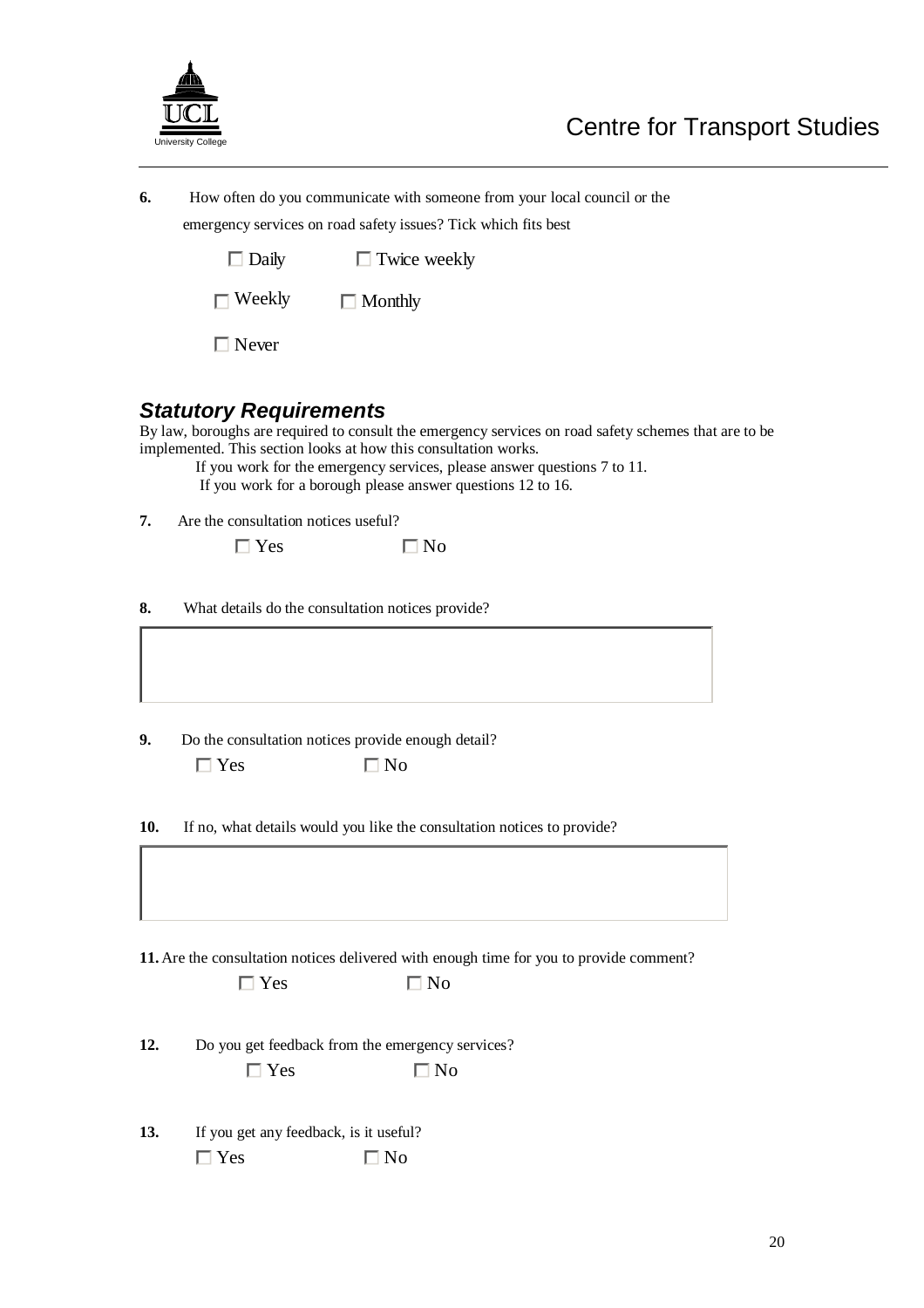**6.** How often do you communicate with someone from your local council or the emergency services on road safety issues? Tick which fits best

☐ Daily ☐ Twice weekly

☐ Weekly ☐ Monthly

☐ Never

## *Statutory Requirements*

By law, boroughs are required to consult the emergency services on road safety schemes that are to be implemented. This section looks at how this consultation works.

If you work for the emergency services, please answer questions 7 to 11.
If you work for a borough please answer questions 12 to 16.

**7.** Are the consultation notices useful?

☐ Yes ☐ No

**8.** What details do the consultation notices provide?

**9.** Do the consultation notices provide enough detail?

☐ Yes ☐ No

**10.** If no, what details would you like the consultation notices to provide?

**11.** Are the consultation notices delivered with enough time for you to provide comment?

☐ Yes ☐ No

**12.** Do you get feedback from the emergency services?

☐ Yes ☐ No

**13.** If you get any feedback, is it useful?

☐ Yes ☐ No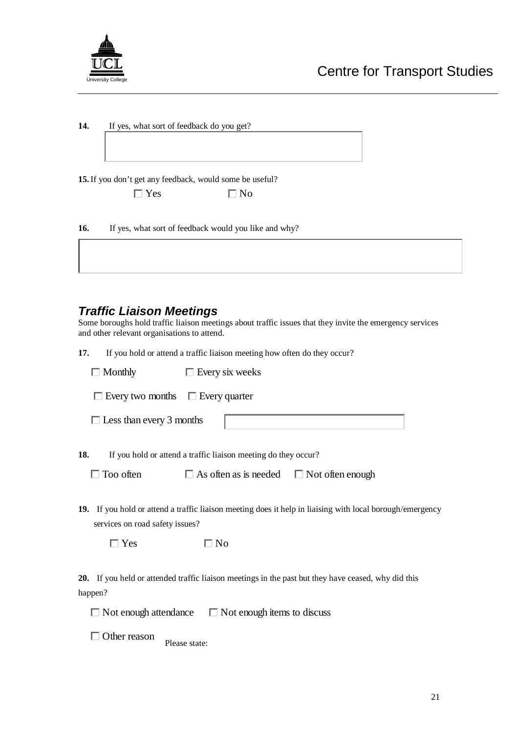**14.** If yes, what sort of feedback do you get?

**15.** If you don't get any feedback, would some be useful?

☐ Yes ☐ No

**16.** If yes, what sort of feedback would you like and why?

### *Traffic Liaison Meetings*

Some boroughs hold traffic liaison meetings about traffic issues that they invite the emergency services and other relevant organisations to attend.

**17.** If you hold or attend a traffic liaison meeting how often do they occur?

☐ Monthly ☐ Every six weeks

☐ Every two months ☐ Every quarter

☐ Less than every 3 months

**18.** If you hold or attend a traffic liaison meeting do they occur?

☐ Too often ☐ As often as is needed ☐ Not often enough

**19.** If you hold or attend a traffic liaison meeting does it help in liaising with local borough/emergency services on road safety issues?

☐ Yes ☐ No

**20.** If you held or attended traffic liaison meetings in the past but they have ceased, why did this happen?

☐ Not enough attendance ☐ Not enough items to discuss

☐ Other reason Please state: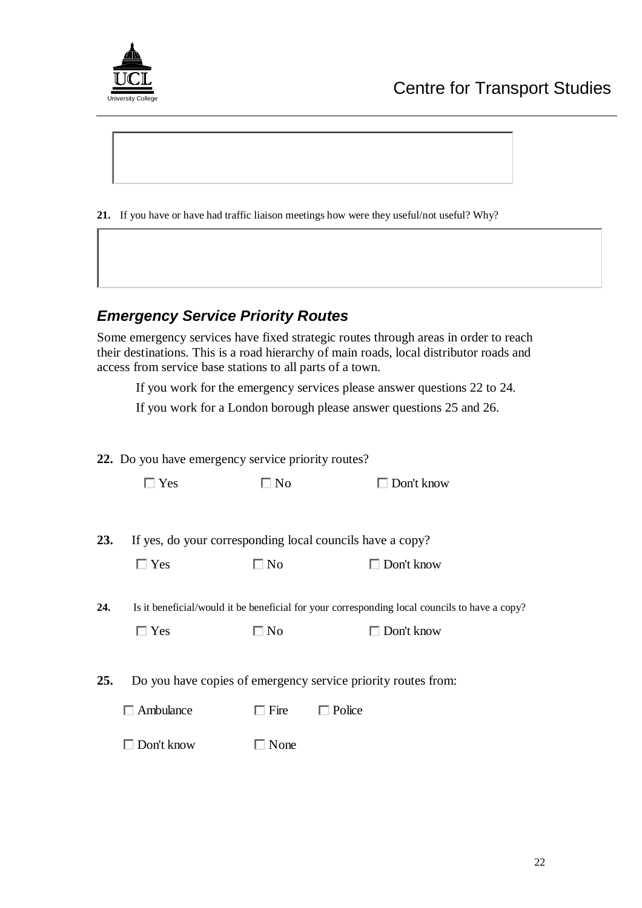**21.** If you have or have had traffic liaison meetings how were they useful/not useful? Why?

## *Emergency Service Priority Routes*

Some emergency services have fixed strategic routes through areas in order to reach their destinations. This is a road hierarchy of main roads, local distributor roads and access from service base stations to all parts of a town.

If you work for the emergency services please answer questions 22 to 24.

If you work for a London borough please answer questions 25 and 26.

**22.** Do you have emergency service priority routes?

☐ Yes ☐ No ☐ Don't know

**23.** If yes, do your corresponding local councils have a copy?

☐ Yes ☐ No ☐ Don't know

**24.** Is it beneficial/would it be beneficial for your corresponding local councils to have a copy?

☐ Yes ☐ No ☐ Don't know

**25.** Do you have copies of emergency service priority routes from:

☐ Ambulance ☐ Fire ☐ Police

☐ Don't know ☐ None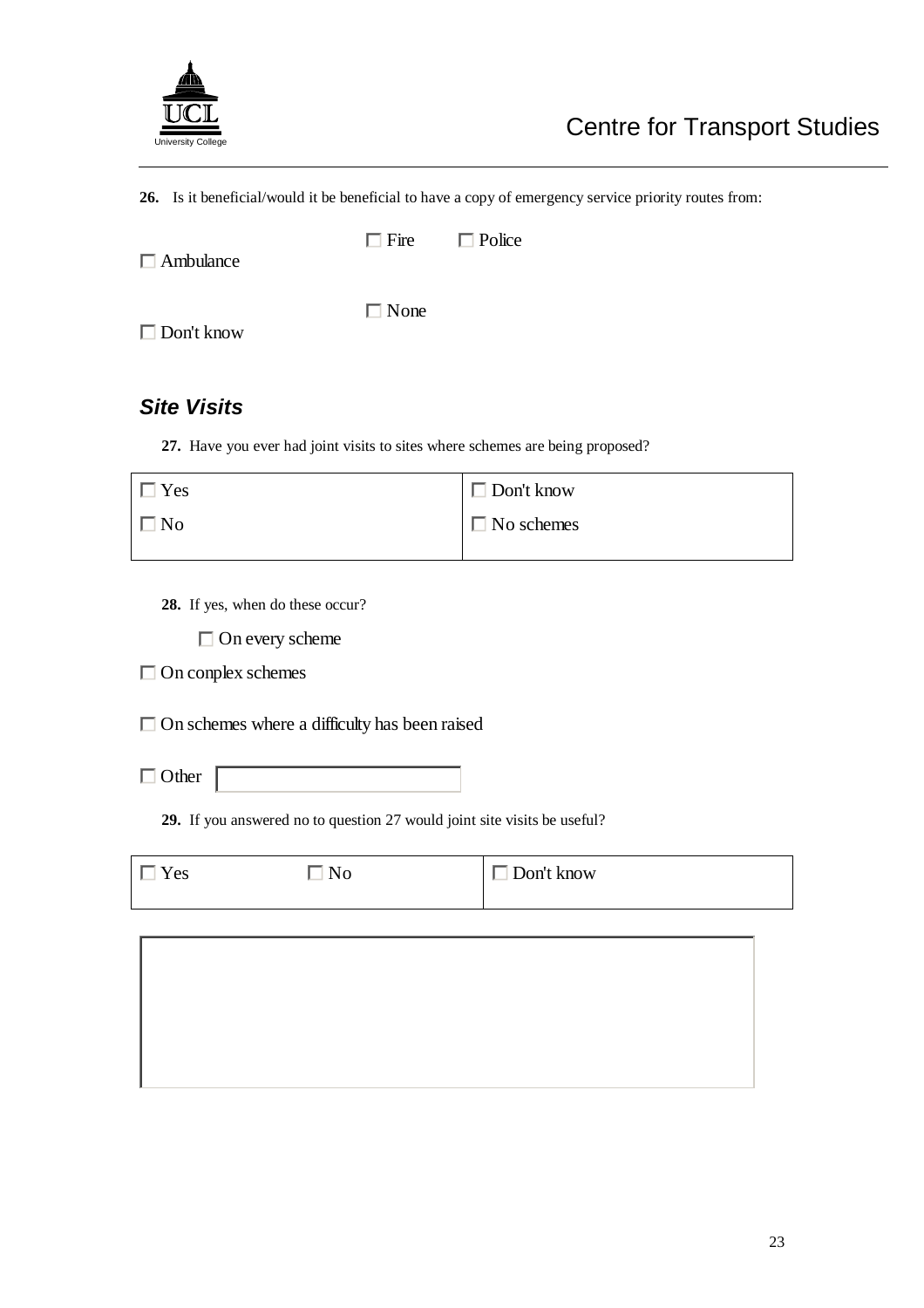**26.** Is it beneficial/would it be beneficial to have a copy of emergency service priority routes from:

☐ Ambulance ☐ Fire ☐ Police

☐ Don't know ☐ None

## *Site Visits*

**27.** Have you ever had joint visits to sites where schemes are being proposed?

| | |
|---|---|
| ☐ Yes | ☐ Don't know |
| ☐ No | ☐ No schemes |

**28.** If yes, when do these occur?

☐ On every scheme

☐ On conplex schemes

☐ On schemes where a difficulty has been raised

☐ Other

**29.** If you answered no to question 27 would joint site visits be useful?

| | | |
|---|---|---|
| ☐ Yes | ☐ No | ☐ Don't know |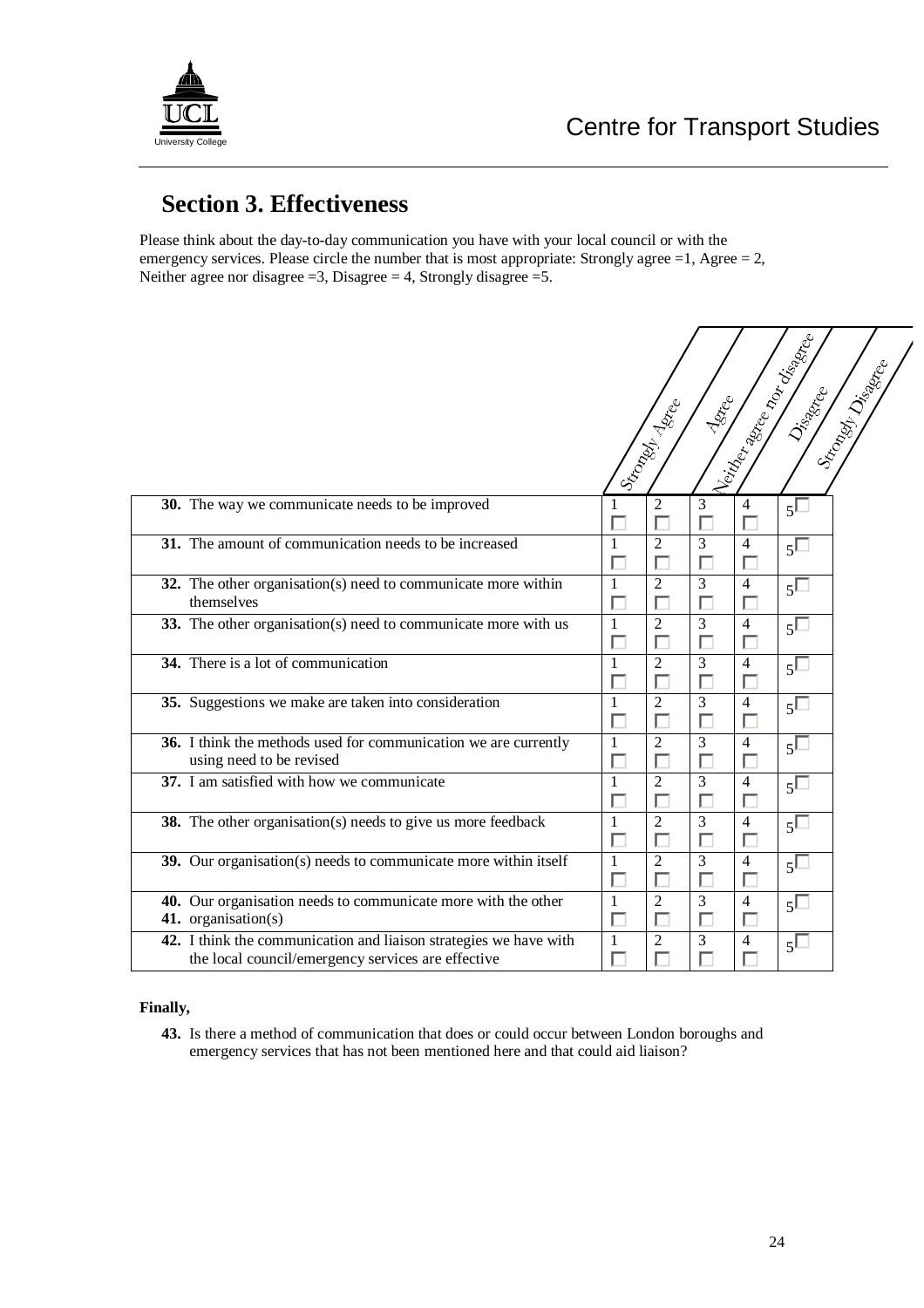## Section 3. Effectiveness

Please think about the day-to-day communication you have with your local council or with the emergency services. Please circle the number that is most appropriate: Strongly agree =1, Agree = 2, Neither agree nor disagree =3, Disagree = 4, Strongly disagree =5.

| | Strongly Agree | Agree | Neither agree nor disagree | Disagree | Strongly Disagree |
|---|---|---|---|---|---|
| **30.** The way we communicate needs to be improved | 1 ☐ | 2 ☐ | 3 ☐ | 4 ☐ | 5 ☐ |
| **31.** The amount of communication needs to be increased | 1 ☐ | 2 ☐ | 3 ☐ | 4 ☐ | 5 ☐ |
| **32.** The other organisation(s) need to communicate more within themselves | 1 ☐ | 2 ☐ | 3 ☐ | 4 ☐ | 5 ☐ |
| **33.** The other organisation(s) need to communicate more with us | 1 ☐ | 2 ☐ | 3 ☐ | 4 ☐ | 5 ☐ |
| **34.** There is a lot of communication | 1 ☐ | 2 ☐ | 3 ☐ | 4 ☐ | 5 ☐ |
| **35.** Suggestions we make are taken into consideration | 1 ☐ | 2 ☐ | 3 ☐ | 4 ☐ | 5 ☐ |
| **36.** I think the methods used for communication we are currently using need to be revised | 1 ☐ | 2 ☐ | 3 ☐ | 4 ☐ | 5 ☐ |
| **37.** I am satisfied with how we communicate | 1 ☐ | 2 ☐ | 3 ☐ | 4 ☐ | 5 ☐ |
| **38.** The other organisation(s) needs to give us more feedback | 1 ☐ | 2 ☐ | 3 ☐ | 4 ☐ | 5 ☐ |
| **39.** Our organisation(s) needs to communicate more within itself | 1 ☐ | 2 ☐ | 3 ☐ | 4 ☐ | 5 ☐ |
| **40.** Our organisation needs to communicate more with the other **41.** organisation(s) | 1 ☐ | 2 ☐ | 3 ☐ | 4 ☐ | 5 ☐ |
| **42.** I think the communication and liaison strategies we have with the local council/emergency services are effective | 1 ☐ | 2 ☐ | 3 ☐ | 4 ☐ | 5 ☐ |

**Finally,**

**43.** Is there a method of communication that does or could occur between London boroughs and emergency services that has not been mentioned here and that could aid liaison?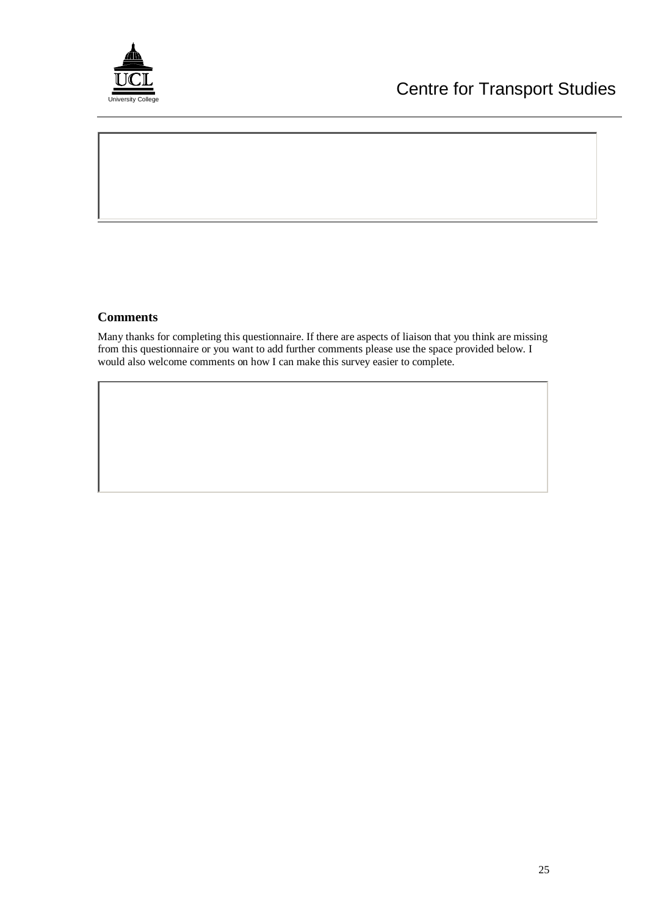## Comments

Many thanks for completing this questionnaire. If there are aspects of liaison that you think are missing from this questionnaire or you want to add further comments please use the space provided below. I would also welcome comments on how I can make this survey easier to complete.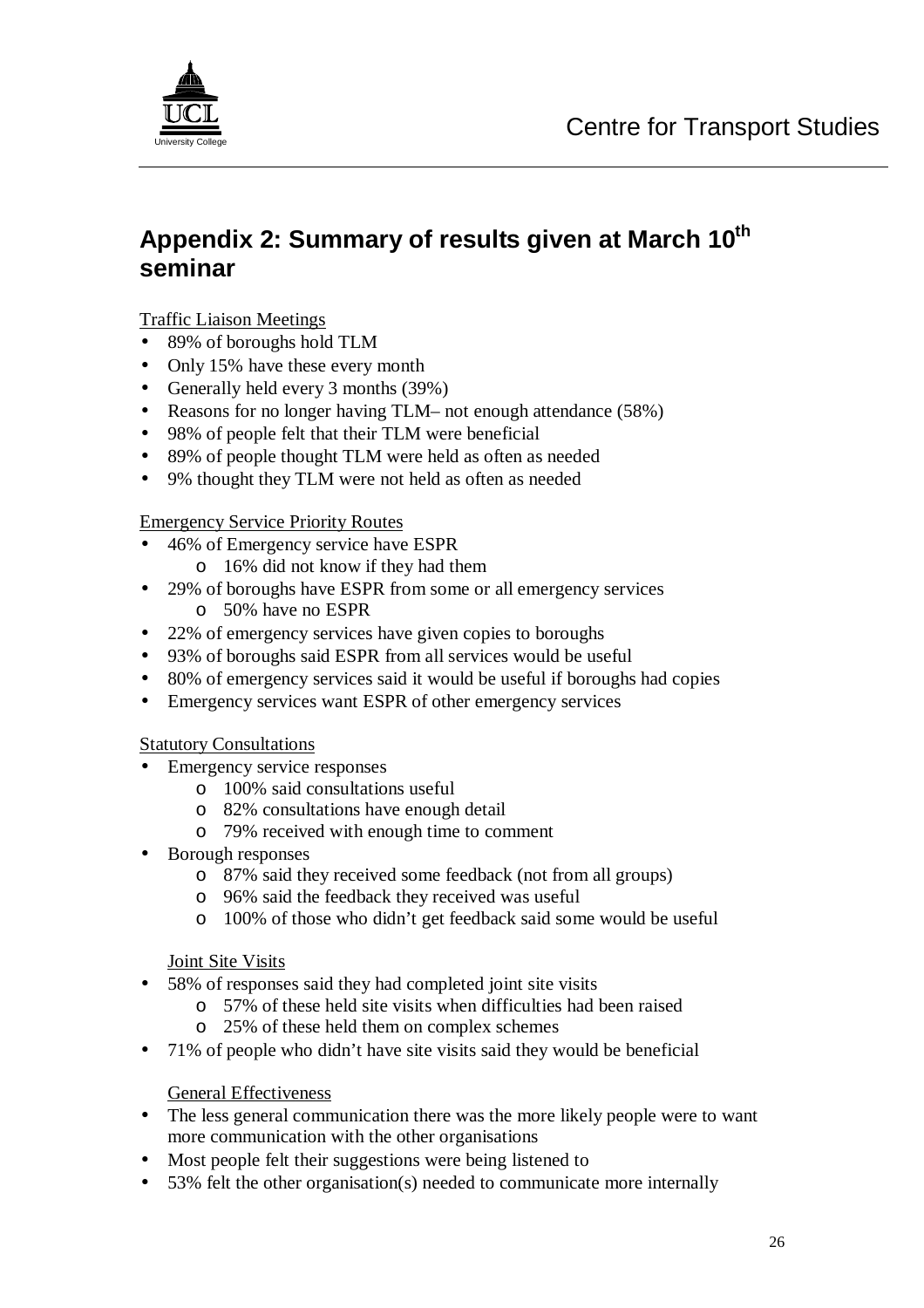## Appendix 2: Summary of results given at March 10th seminar

Traffic Liaison Meetings

- 89% of boroughs hold TLM
- Only 15% have these every month
- Generally held every 3 months (39%)
- Reasons for no longer having TLM– not enough attendance (58%)
- 98% of people felt that their TLM were beneficial
- 89% of people thought TLM were held as often as needed
- 9% thought they TLM were not held as often as needed

Emergency Service Priority Routes

- 46% of Emergency service have ESPR
  - 16% did not know if they had them
- 29% of boroughs have ESPR from some or all emergency services
  - 50% have no ESPR
- 22% of emergency services have given copies to boroughs
- 93% of boroughs said ESPR from all services would be useful
- 80% of emergency services said it would be useful if boroughs had copies
- Emergency services want ESPR of other emergency services

Statutory Consultations

- Emergency service responses
  - 100% said consultations useful
  - 82% consultations have enough detail
  - 79% received with enough time to comment
- Borough responses
  - 87% said they received some feedback (not from all groups)
  - 96% said the feedback they received was useful
  - 100% of those who didn't get feedback said some would be useful

Joint Site Visits

- 58% of responses said they had completed joint site visits
  - 57% of these held site visits when difficulties had been raised
  - 25% of these held them on complex schemes
- 71% of people who didn't have site visits said they would be beneficial

General Effectiveness

- The less general communication there was the more likely people were to want more communication with the other organisations
- Most people felt their suggestions were being listened to
- 53% felt the other organisation(s) needed to communicate more internally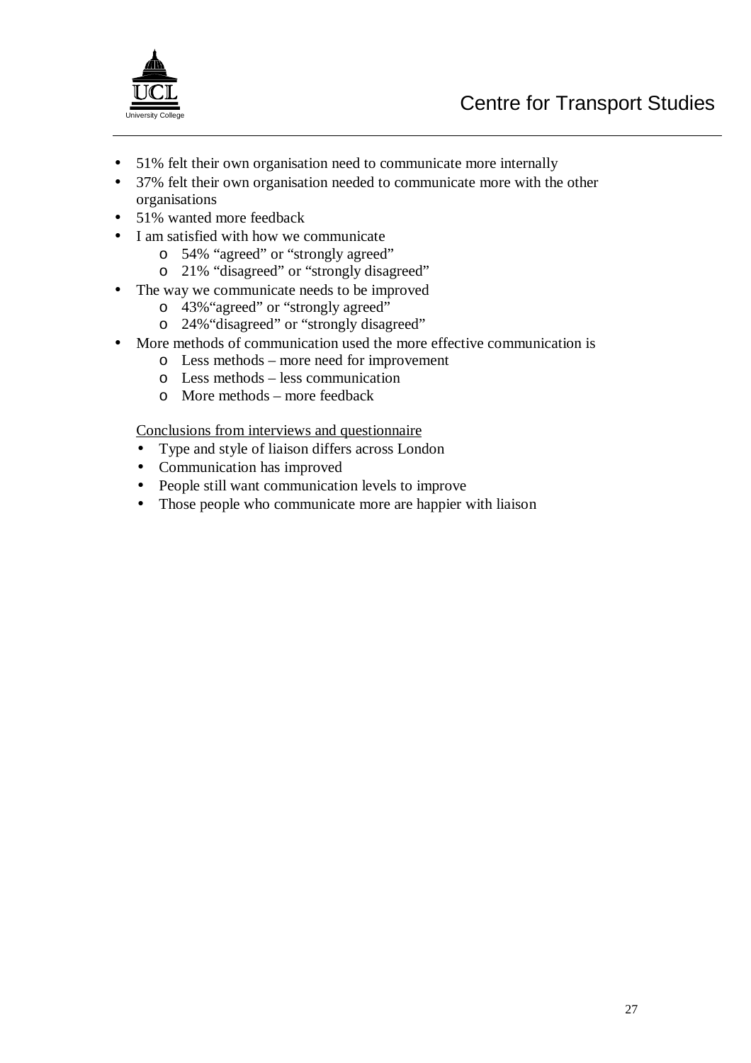- 51% felt their own organisation need to communicate more internally
- 37% felt their own organisation needed to communicate more with the other organisations
- 51% wanted more feedback
- I am satisfied with how we communicate
  - 54% "agreed" or "strongly agreed"
  - 21% "disagreed" or "strongly disagreed"
- The way we communicate needs to be improved
  - 43%"agreed" or "strongly agreed"
  - 24%"disagreed" or "strongly disagreed"
- More methods of communication used the more effective communication is
  - Less methods – more need for improvement
  - Less methods – less communication
  - More methods – more feedback

<u>Conclusions from interviews and questionnaire</u>

- Type and style of liaison differs across London
- Communication has improved
- People still want communication levels to improve
- Those people who communicate more are happier with liaison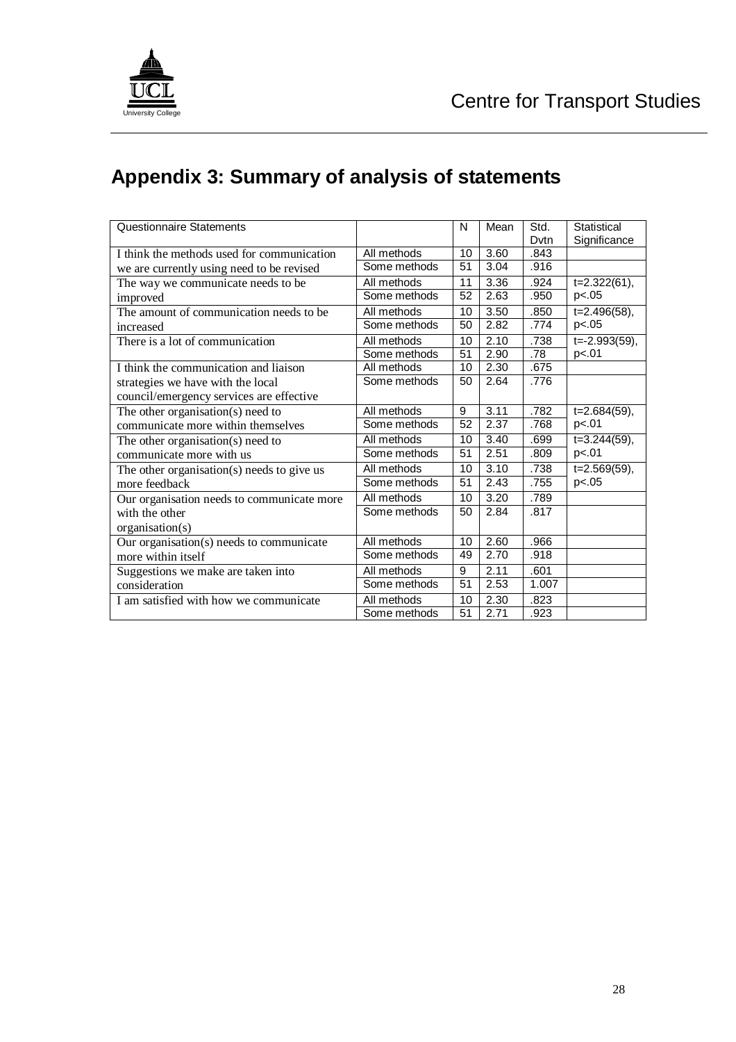# Appendix 3: Summary of analysis of statements

| Questionnaire Statements | | N | Mean | Std. Dvtn | Statistical Significance |
|---|---|---|---|---|---|
| I think the methods used for communication we are currently using need to be revised | All methods | 10 | 3.60 | .843 | |
| | Some methods | 51 | 3.04 | .916 | |
| The way we communicate needs to be improved | All methods | 11 | 3.36 | .924 | t=2.322(61), p<.05 |
| | Some methods | 52 | 2.63 | .950 | |
| The amount of communication needs to be increased | All methods | 10 | 3.50 | .850 | t=2.496(58), p<.05 |
| | Some methods | 50 | 2.82 | .774 | |
| There is a lot of communication | All methods | 10 | 2.10 | .738 | t=-2.993(59), p<.01 |
| | Some methods | 51 | 2.90 | .78 | |
| I think the communication and liaison strategies we have with the local council/emergency services are effective | All methods | 10 | 2.30 | .675 | |
| | Some methods | 50 | 2.64 | .776 | |
| The other organisation(s) need to communicate more within themselves | All methods | 9 | 3.11 | .782 | t=2.684(59), p<.01 |
| | Some methods | 52 | 2.37 | .768 | |
| The other organisation(s) need to communicate more with us | All methods | 10 | 3.40 | .699 | t=3.244(59), p<.01 |
| | Some methods | 51 | 2.51 | .809 | |
| The other organisation(s) needs to give us more feedback | All methods | 10 | 3.10 | .738 | t=2.569(59), p<.05 |
| | Some methods | 51 | 2.43 | .755 | |
| Our organisation needs to communicate more with the other organisation(s) | All methods | 10 | 3.20 | .789 | |
| | Some methods | 50 | 2.84 | .817 | |
| Our organisation(s) needs to communicate more within itself | All methods | 10 | 2.60 | .966 | |
| | Some methods | 49 | 2.70 | .918 | |
| Suggestions we make are taken into consideration | All methods | 9 | 2.11 | .601 | |
| | Some methods | 51 | 2.53 | 1.007 | |
| I am satisfied with how we communicate | All methods | 10 | 2.30 | .823 | |
| | Some methods | 51 | 2.71 | .923 | |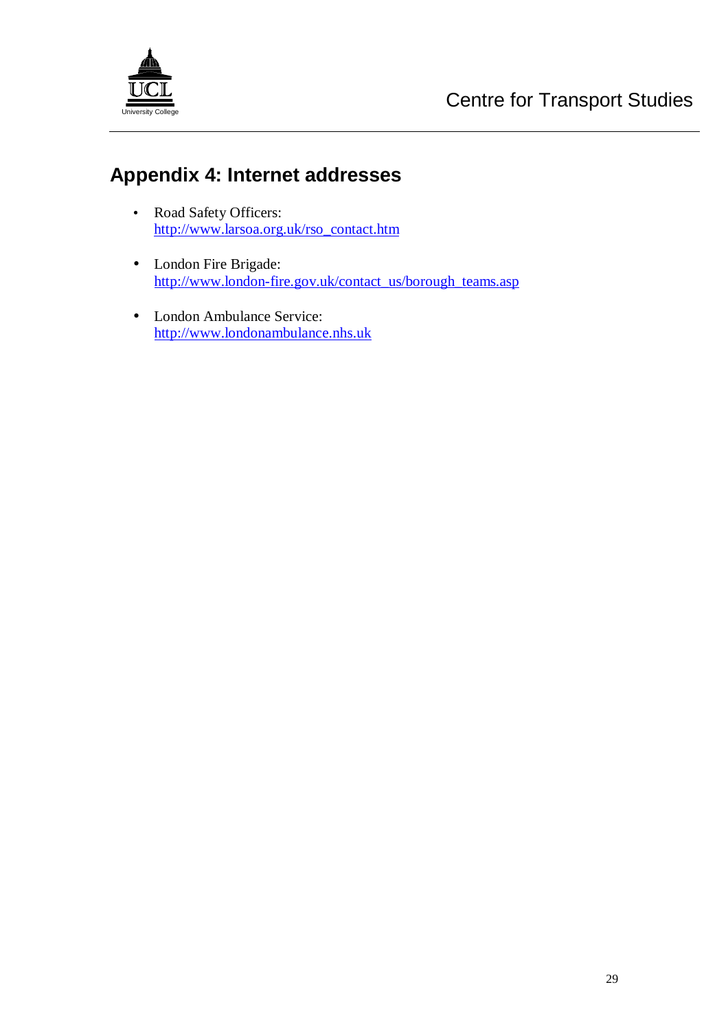## Appendix 4: Internet addresses

- Road Safety Officers:
  http://www.larsoa.org.uk/rso_contact.htm

- London Fire Brigade:
  http://www.london-fire.gov.uk/contact_us/borough_teams.asp

- London Ambulance Service:
  http://www.londonambulance.nhs.uk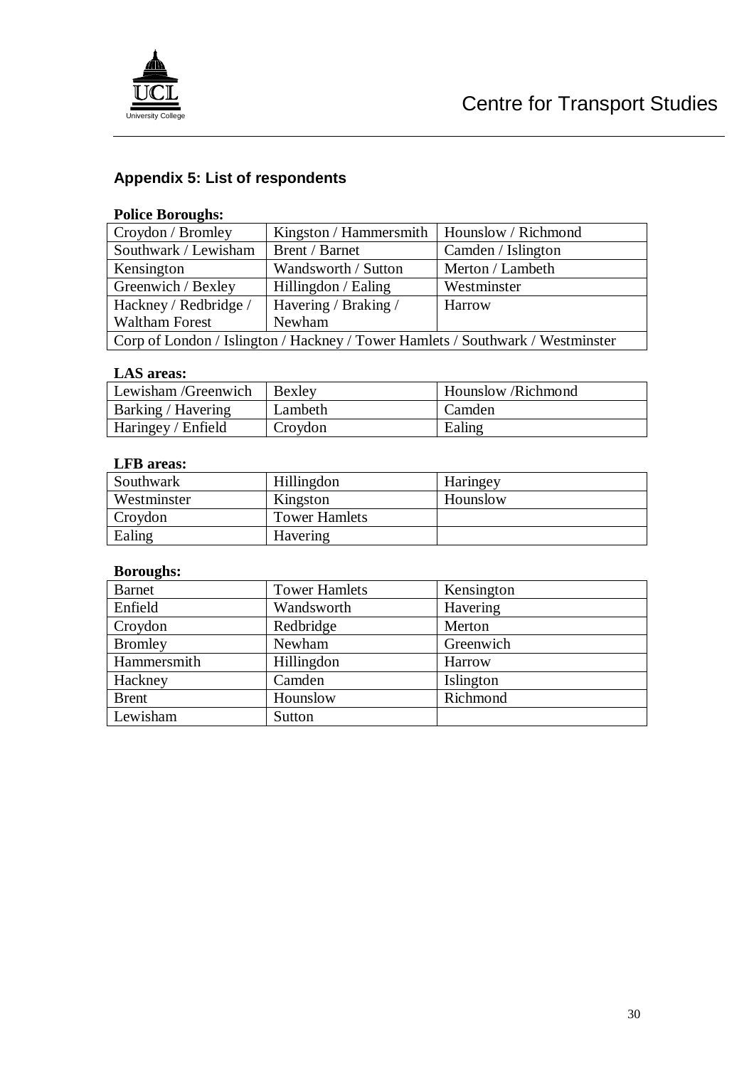## Appendix 5: List of respondents

**Police Boroughs:**

| | | |
|---|---|---|
| Croydon / Bromley | Kingston / Hammersmith | Hounslow / Richmond |
| Southwark / Lewisham | Brent / Barnet | Camden / Islington |
| Kensington | Wandsworth / Sutton | Merton / Lambeth |
| Greenwich / Bexley | Hillingdon / Ealing | Westminster |
| Hackney / Redbridge / Waltham Forest | Havering / Braking / Newham | Harrow |
| Corp of London / Islington / Hackney / Tower Hamlets / Southwark / Westminster | | |

**LAS areas:**

| | | |
|---|---|---|
| Lewisham /Greenwich | Bexley | Hounslow /Richmond |
| Barking / Havering | Lambeth | Camden |
| Haringey / Enfield | Croydon | Ealing |

**LFB areas:**

| | | |
|---|---|---|
| Southwark | Hillingdon | Haringey |
| Westminster | Kingston | Hounslow |
| Croydon | Tower Hamlets | |
| Ealing | Havering | |

**Boroughs:**

| | | |
|---|---|---|
| Barnet | Tower Hamlets | Kensington |
| Enfield | Wandsworth | Havering |
| Croydon | Redbridge | Merton |
| Bromley | Newham | Greenwich |
| Hammersmith | Hillingdon | Harrow |
| Hackney | Camden | Islington |
| Brent | Hounslow | Richmond |
| Lewisham | Sutton | |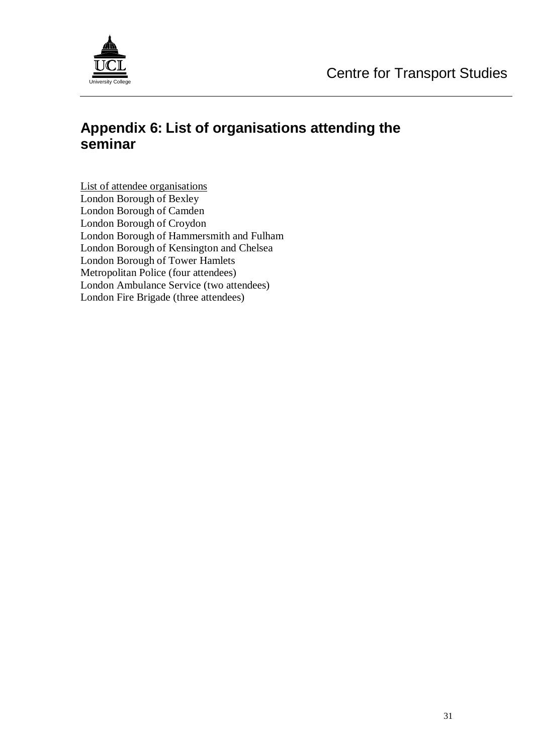## Appendix 6: List of organisations attending the seminar

List of attendee organisations

London Borough of Bexley
London Borough of Camden
London Borough of Croydon
London Borough of Hammersmith and Fulham
London Borough of Kensington and Chelsea
London Borough of Tower Hamlets
Metropolitan Police (four attendees)
London Ambulance Service (two attendees)
London Fire Brigade (three attendees)